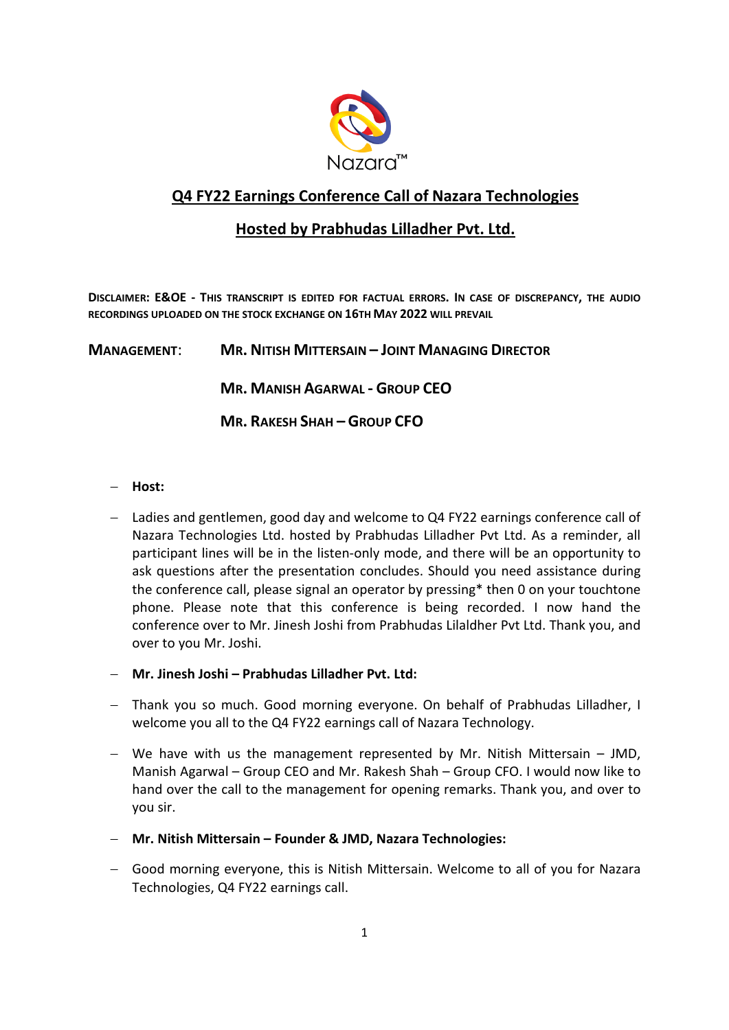Nazara™

# Q4 FY22 Earnings Conference Call of Nazara Technologies

## Hosted by Prabhudas Lilladher Pvt. Ltd.

**DISCLAIMER: E&OE - THIS TRANSCRIPT IS EDITED FOR FACTUAL ERRORS. IN CASE OF DISCREPANCY, THE AUDIO RECORDINGS UPLOADED ON THE STOCK EXCHANGE ON 16TH MAY 2022 WILL PREVAIL**

**MANAGEMENT:** **MR. NITISH MITTERSAIN – JOINT MANAGING DIRECTOR**

**MR. MANISH AGARWAL - GROUP CEO**

**MR. RAKESH SHAH – GROUP CFO**

- **Host:**
- Ladies and gentlemen, good day and welcome to Q4 FY22 earnings conference call of Nazara Technologies Ltd. hosted by Prabhudas Lilladher Pvt Ltd. As a reminder, all participant lines will be in the listen-only mode, and there will be an opportunity to ask questions after the presentation concludes. Should you need assistance during the conference call, please signal an operator by pressing* then 0 on your touchtone phone. Please note that this conference is being recorded. I now hand the conference over to Mr. Jinesh Joshi from Prabhudas Lilaldher Pvt Ltd. Thank you, and over to you Mr. Joshi.
- **Mr. Jinesh Joshi – Prabhudas Lilladher Pvt. Ltd:**
- Thank you so much. Good morning everyone. On behalf of Prabhudas Lilladher, I welcome you all to the Q4 FY22 earnings call of Nazara Technology.
- We have with us the management represented by Mr. Nitish Mittersain – JMD, Manish Agarwal – Group CEO and Mr. Rakesh Shah – Group CFO. I would now like to hand over the call to the management for opening remarks. Thank you, and over to you sir.
- **Mr. Nitish Mittersain – Founder & JMD, Nazara Technologies:**
- Good morning everyone, this is Nitish Mittersain. Welcome to all of you for Nazara Technologies, Q4 FY22 earnings call.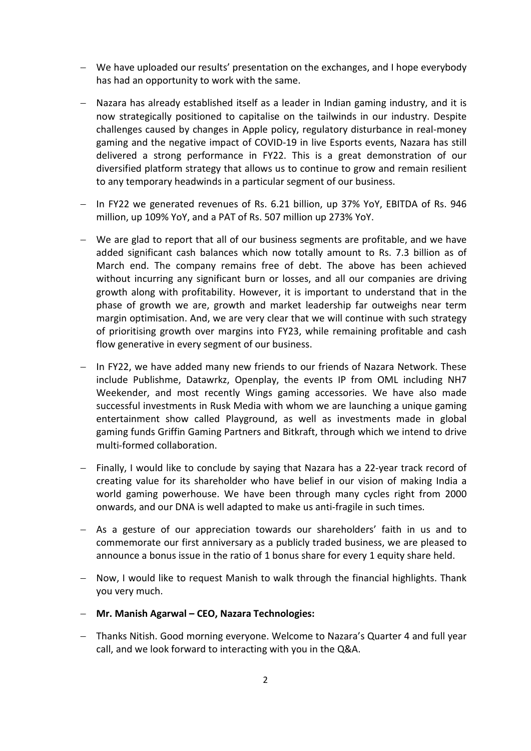- We have uploaded our results' presentation on the exchanges, and I hope everybody has had an opportunity to work with the same.

- Nazara has already established itself as a leader in Indian gaming industry, and it is now strategically positioned to capitalise on the tailwinds in our industry. Despite challenges caused by changes in Apple policy, regulatory disturbance in real-money gaming and the negative impact of COVID-19 in live Esports events, Nazara has still delivered a strong performance in FY22. This is a great demonstration of our diversified platform strategy that allows us to continue to grow and remain resilient to any temporary headwinds in a particular segment of our business.

- In FY22 we generated revenues of Rs. 6.21 billion, up 37% YoY, EBITDA of Rs. 946 million, up 109% YoY, and a PAT of Rs. 507 million up 273% YoY.

- We are glad to report that all of our business segments are profitable, and we have added significant cash balances which now totally amount to Rs. 7.3 billion as of March end. The company remains free of debt. The above has been achieved without incurring any significant burn or losses, and all our companies are driving growth along with profitability. However, it is important to understand that in the phase of growth we are, growth and market leadership far outweighs near term margin optimisation. And, we are very clear that we will continue with such strategy of prioritising growth over margins into FY23, while remaining profitable and cash flow generative in every segment of our business.

- In FY22, we have added many new friends to our friends of Nazara Network. These include Publishme, Datawrkz, Openplay, the events IP from OML including NH7 Weekender, and most recently Wings gaming accessories. We have also made successful investments in Rusk Media with whom we are launching a unique gaming entertainment show called Playground, as well as investments made in global gaming funds Griffin Gaming Partners and Bitkraft, through which we intend to drive multi-formed collaboration.

- Finally, I would like to conclude by saying that Nazara has a 22-year track record of creating value for its shareholder who have belief in our vision of making India a world gaming powerhouse. We have been through many cycles right from 2000 onwards, and our DNA is well adapted to make us anti-fragile in such times.

- As a gesture of our appreciation towards our shareholders' faith in us and to commemorate our first anniversary as a publicly traded business, we are pleased to announce a bonus issue in the ratio of 1 bonus share for every 1 equity share held.

- Now, I would like to request Manish to walk through the financial highlights. Thank you very much.

- **Mr. Manish Agarwal – CEO, Nazara Technologies:**

- Thanks Nitish. Good morning everyone. Welcome to Nazara's Quarter 4 and full year call, and we look forward to interacting with you in the Q&A.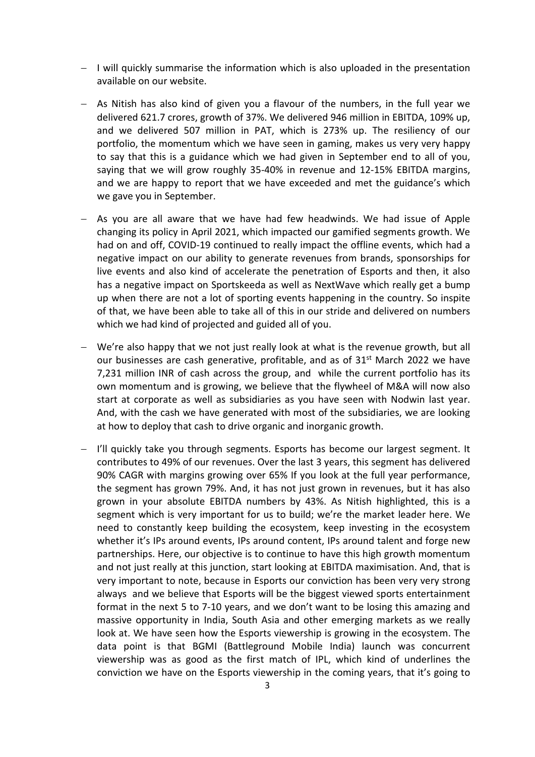- I will quickly summarise the information which is also uploaded in the presentation available on our website.
- As Nitish has also kind of given you a flavour of the numbers, in the full year we delivered 621.7 crores, growth of 37%. We delivered 946 million in EBITDA, 109% up, and we delivered 507 million in PAT, which is 273% up. The resiliency of our portfolio, the momentum which we have seen in gaming, makes us very very happy to say that this is a guidance which we had given in September end to all of you, saying that we will grow roughly 35-40% in revenue and 12-15% EBITDA margins, and we are happy to report that we have exceeded and met the guidance's which we gave you in September.
- As you are all aware that we have had few headwinds. We had issue of Apple changing its policy in April 2021, which impacted our gamified segments growth. We had on and off, COVID-19 continued to really impact the offline events, which had a negative impact on our ability to generate revenues from brands, sponsorships for live events and also kind of accelerate the penetration of Esports and then, it also has a negative impact on Sportskeeda as well as NextWave which really get a bump up when there are not a lot of sporting events happening in the country. So inspite of that, we have been able to take all of this in our stride and delivered on numbers which we had kind of projected and guided all of you.
- We're also happy that we not just really look at what is the revenue growth, but all our businesses are cash generative, profitable, and as of 31st March 2022 we have 7,231 million INR of cash across the group, and while the current portfolio has its own momentum and is growing, we believe that the flywheel of M&A will now also start at corporate as well as subsidiaries as you have seen with Nodwin last year. And, with the cash we have generated with most of the subsidiaries, we are looking at how to deploy that cash to drive organic and inorganic growth.
- I'll quickly take you through segments. Esports has become our largest segment. It contributes to 49% of our revenues. Over the last 3 years, this segment has delivered 90% CAGR with margins growing over 65% If you look at the full year performance, the segment has grown 79%. And, it has not just grown in revenues, but it has also grown in your absolute EBITDA numbers by 43%. As Nitish highlighted, this is a segment which is very important for us to build; we're the market leader here. We need to constantly keep building the ecosystem, keep investing in the ecosystem whether it's IPs around events, IPs around content, IPs around talent and forge new partnerships. Here, our objective is to continue to have this high growth momentum and not just really at this junction, start looking at EBITDA maximisation. And, that is very important to note, because in Esports our conviction has been very very strong always and we believe that Esports will be the biggest viewed sports entertainment format in the next 5 to 7-10 years, and we don't want to be losing this amazing and massive opportunity in India, South Asia and other emerging markets as we really look at. We have seen how the Esports viewership is growing in the ecosystem. The data point is that BGMI (Battleground Mobile India) launch was concurrent viewership was as good as the first match of IPL, which kind of underlines the conviction we have on the Esports viewership in the coming years, that it's going to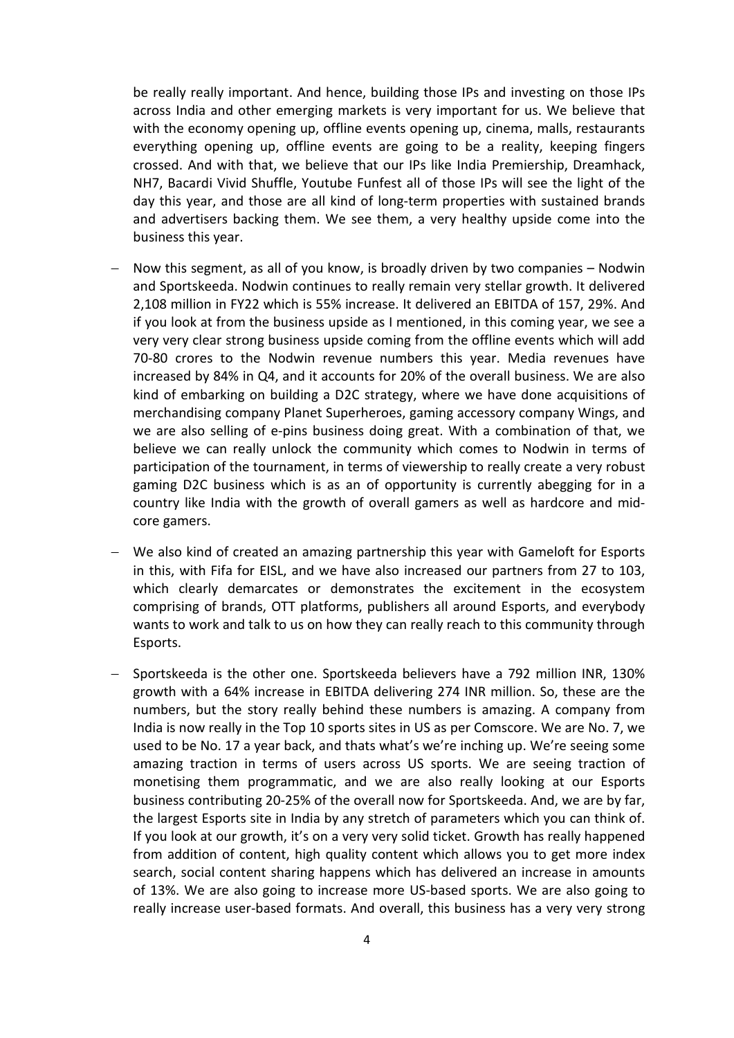be really really important. And hence, building those IPs and investing on those IPs across India and other emerging markets is very important for us. We believe that with the economy opening up, offline events opening up, cinema, malls, restaurants everything opening up, offline events are going to be a reality, keeping fingers crossed. And with that, we believe that our IPs like India Premiership, Dreamhack, NH7, Bacardi Vivid Shuffle, Youtube Funfest all of those IPs will see the light of the day this year, and those are all kind of long-term properties with sustained brands and advertisers backing them. We see them, a very healthy upside come into the business this year.

- Now this segment, as all of you know, is broadly driven by two companies – Nodwin and Sportskeeda. Nodwin continues to really remain very stellar growth. It delivered 2,108 million in FY22 which is 55% increase. It delivered an EBITDA of 157, 29%. And if you look at from the business upside as I mentioned, in this coming year, we see a very very clear strong business upside coming from the offline events which will add 70-80 crores to the Nodwin revenue numbers this year. Media revenues have increased by 84% in Q4, and it accounts for 20% of the overall business. We are also kind of embarking on building a D2C strategy, where we have done acquisitions of merchandising company Planet Superheroes, gaming accessory company Wings, and we are also selling of e-pins business doing great. With a combination of that, we believe we can really unlock the community which comes to Nodwin in terms of participation of the tournament, in terms of viewership to really create a very robust gaming D2C business which is as an of opportunity is currently abegging for in a country like India with the growth of overall gamers as well as hardcore and mid-core gamers.

- We also kind of created an amazing partnership this year with Gameloft for Esports in this, with Fifa for EISL, and we have also increased our partners from 27 to 103, which clearly demarcates or demonstrates the excitement in the ecosystem comprising of brands, OTT platforms, publishers all around Esports, and everybody wants to work and talk to us on how they can really reach to this community through Esports.

- Sportskeeda is the other one. Sportskeeda believers have a 792 million INR, 130% growth with a 64% increase in EBITDA delivering 274 INR million. So, these are the numbers, but the story really behind these numbers is amazing. A company from India is now really in the Top 10 sports sites in US as per Comscore. We are No. 7, we used to be No. 17 a year back, and thats what's we're inching up. We're seeing some amazing traction in terms of users across US sports. We are seeing traction of monetising them programmatic, and we are also really looking at our Esports business contributing 20-25% of the overall now for Sportskeeda. And, we are by far, the largest Esports site in India by any stretch of parameters which you can think of. If you look at our growth, it's on a very very solid ticket. Growth has really happened from addition of content, high quality content which allows you to get more index search, social content sharing happens which has delivered an increase in amounts of 13%. We are also going to increase more US-based sports. We are also going to really increase user-based formats. And overall, this business has a very very strong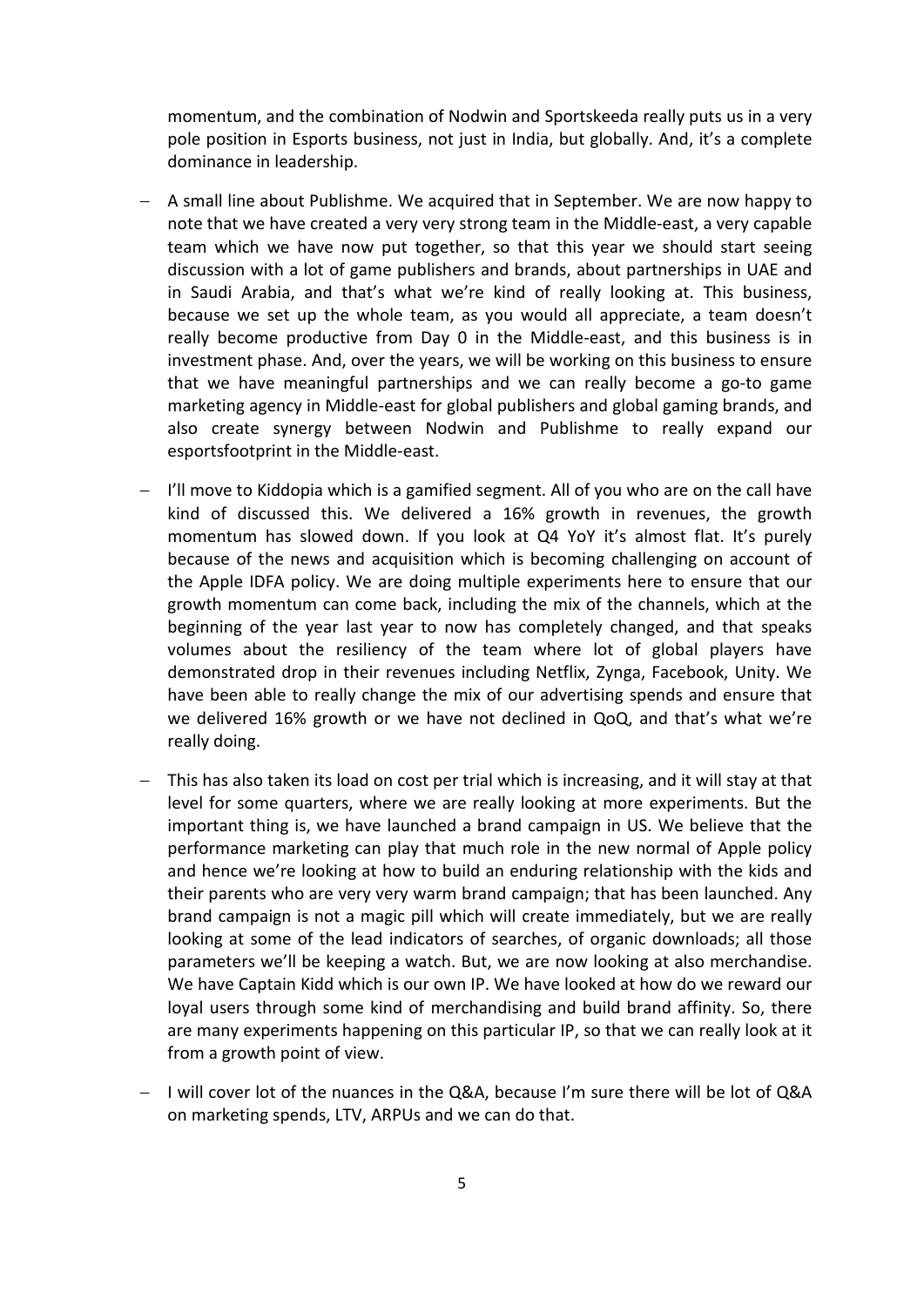momentum, and the combination of Nodwin and Sportskeeda really puts us in a very pole position in Esports business, not just in India, but globally. And, it's a complete dominance in leadership.

- A small line about Publishme. We acquired that in September. We are now happy to note that we have created a very very strong team in the Middle-east, a very capable team which we have now put together, so that this year we should start seeing discussion with a lot of game publishers and brands, about partnerships in UAE and in Saudi Arabia, and that's what we're kind of really looking at. This business, because we set up the whole team, as you would all appreciate, a team doesn't really become productive from Day 0 in the Middle-east, and this business is in investment phase. And, over the years, we will be working on this business to ensure that we have meaningful partnerships and we can really become a go-to game marketing agency in Middle-east for global publishers and global gaming brands, and also create synergy between Nodwin and Publishme to really expand our esportsfootprint in the Middle-east.

- I'll move to Kiddopia which is a gamified segment. All of you who are on the call have kind of discussed this. We delivered a 16% growth in revenues, the growth momentum has slowed down. If you look at Q4 YoY it's almost flat. It's purely because of the news and acquisition which is becoming challenging on account of the Apple IDFA policy. We are doing multiple experiments here to ensure that our growth momentum can come back, including the mix of the channels, which at the beginning of the year last year to now has completely changed, and that speaks volumes about the resiliency of the team where lot of global players have demonstrated drop in their revenues including Netflix, Zynga, Facebook, Unity. We have been able to really change the mix of our advertising spends and ensure that we delivered 16% growth or we have not declined in QoQ, and that's what we're really doing.

- This has also taken its load on cost per trial which is increasing, and it will stay at that level for some quarters, where we are really looking at more experiments. But the important thing is, we have launched a brand campaign in US. We believe that the performance marketing can play that much role in the new normal of Apple policy and hence we're looking at how to build an enduring relationship with the kids and their parents who are very very warm brand campaign; that has been launched. Any brand campaign is not a magic pill which will create immediately, but we are really looking at some of the lead indicators of searches, of organic downloads; all those parameters we'll be keeping a watch. But, we are now looking at also merchandise. We have Captain Kidd which is our own IP. We have looked at how do we reward our loyal users through some kind of merchandising and build brand affinity. So, there are many experiments happening on this particular IP, so that we can really look at it from a growth point of view.

- I will cover lot of the nuances in the Q&A, because I'm sure there will be lot of Q&A on marketing spends, LTV, ARPUs and we can do that.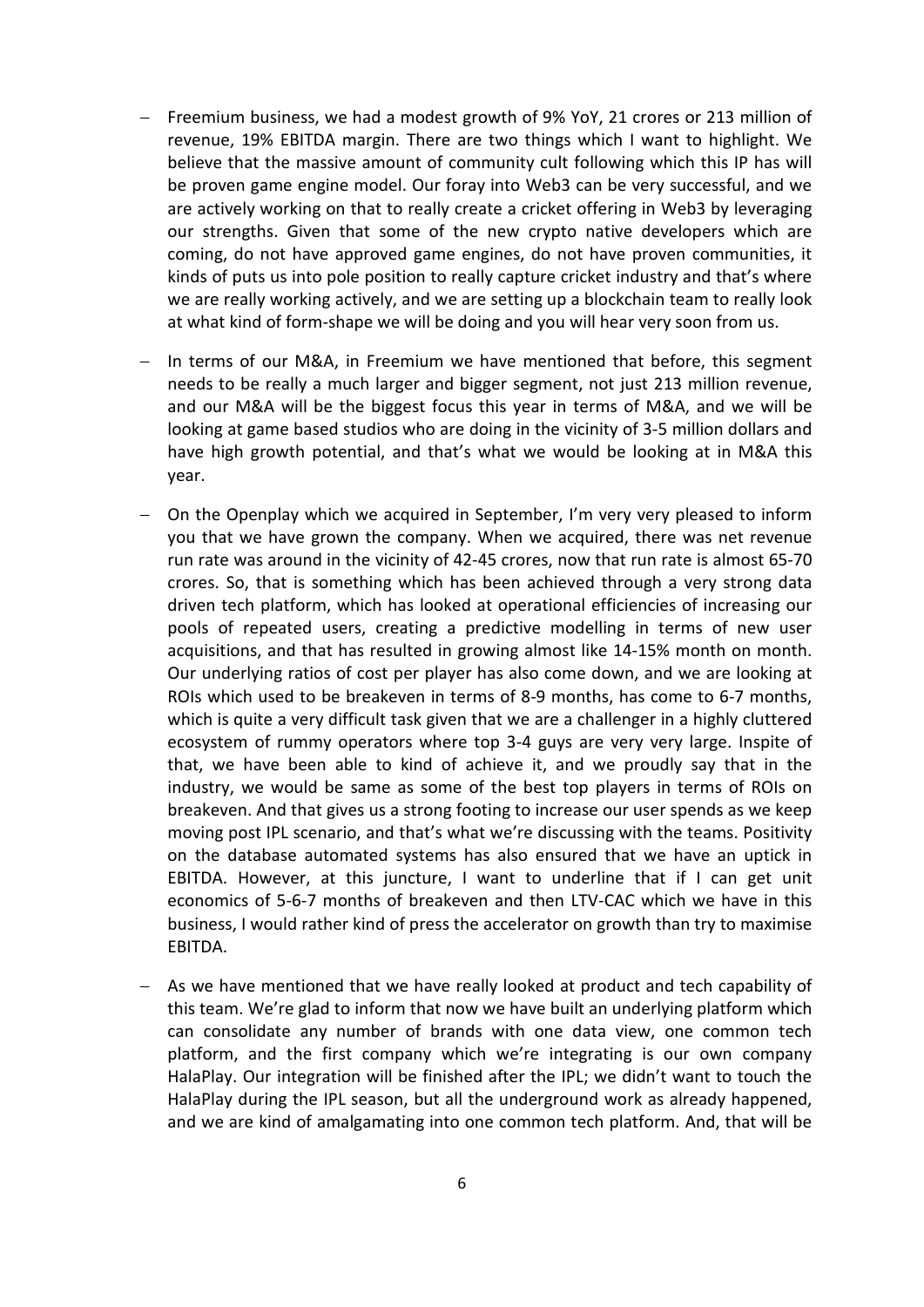- Freemium business, we had a modest growth of 9% YoY, 21 crores or 213 million of revenue, 19% EBITDA margin. There are two things which I want to highlight. We believe that the massive amount of community cult following which this IP has will be proven game engine model. Our foray into Web3 can be very successful, and we are actively working on that to really create a cricket offering in Web3 by leveraging our strengths. Given that some of the new crypto native developers which are coming, do not have approved game engines, do not have proven communities, it kinds of puts us into pole position to really capture cricket industry and that's where we are really working actively, and we are setting up a blockchain team to really look at what kind of form-shape we will be doing and you will hear very soon from us.

- In terms of our M&A, in Freemium we have mentioned that before, this segment needs to be really a much larger and bigger segment, not just 213 million revenue, and our M&A will be the biggest focus this year in terms of M&A, and we will be looking at game based studios who are doing in the vicinity of 3-5 million dollars and have high growth potential, and that's what we would be looking at in M&A this year.

- On the Openplay which we acquired in September, I'm very very pleased to inform you that we have grown the company. When we acquired, there was net revenue run rate was around in the vicinity of 42-45 crores, now that run rate is almost 65-70 crores. So, that is something which has been achieved through a very strong data driven tech platform, which has looked at operational efficiencies of increasing our pools of repeated users, creating a predictive modelling in terms of new user acquisitions, and that has resulted in growing almost like 14-15% month on month. Our underlying ratios of cost per player has also come down, and we are looking at ROIs which used to be breakeven in terms of 8-9 months, has come to 6-7 months, which is quite a very difficult task given that we are a challenger in a highly cluttered ecosystem of rummy operators where top 3-4 guys are very very large. Inspite of that, we have been able to kind of achieve it, and we proudly say that in the industry, we would be same as some of the best top players in terms of ROIs on breakeven. And that gives us a strong footing to increase our user spends as we keep moving post IPL scenario, and that's what we're discussing with the teams. Positivity on the database automated systems has also ensured that we have an uptick in EBITDA. However, at this juncture, I want to underline that if I can get unit economics of 5-6-7 months of breakeven and then LTV-CAC which we have in this business, I would rather kind of press the accelerator on growth than try to maximise EBITDA.

- As we have mentioned that we have really looked at product and tech capability of this team. We're glad to inform that now we have built an underlying platform which can consolidate any number of brands with one data view, one common tech platform, and the first company which we're integrating is our own company HalaPlay. Our integration will be finished after the IPL; we didn't want to touch the HalaPlay during the IPL season, but all the underground work as already happened, and we are kind of amalgamating into one common tech platform. And, that will be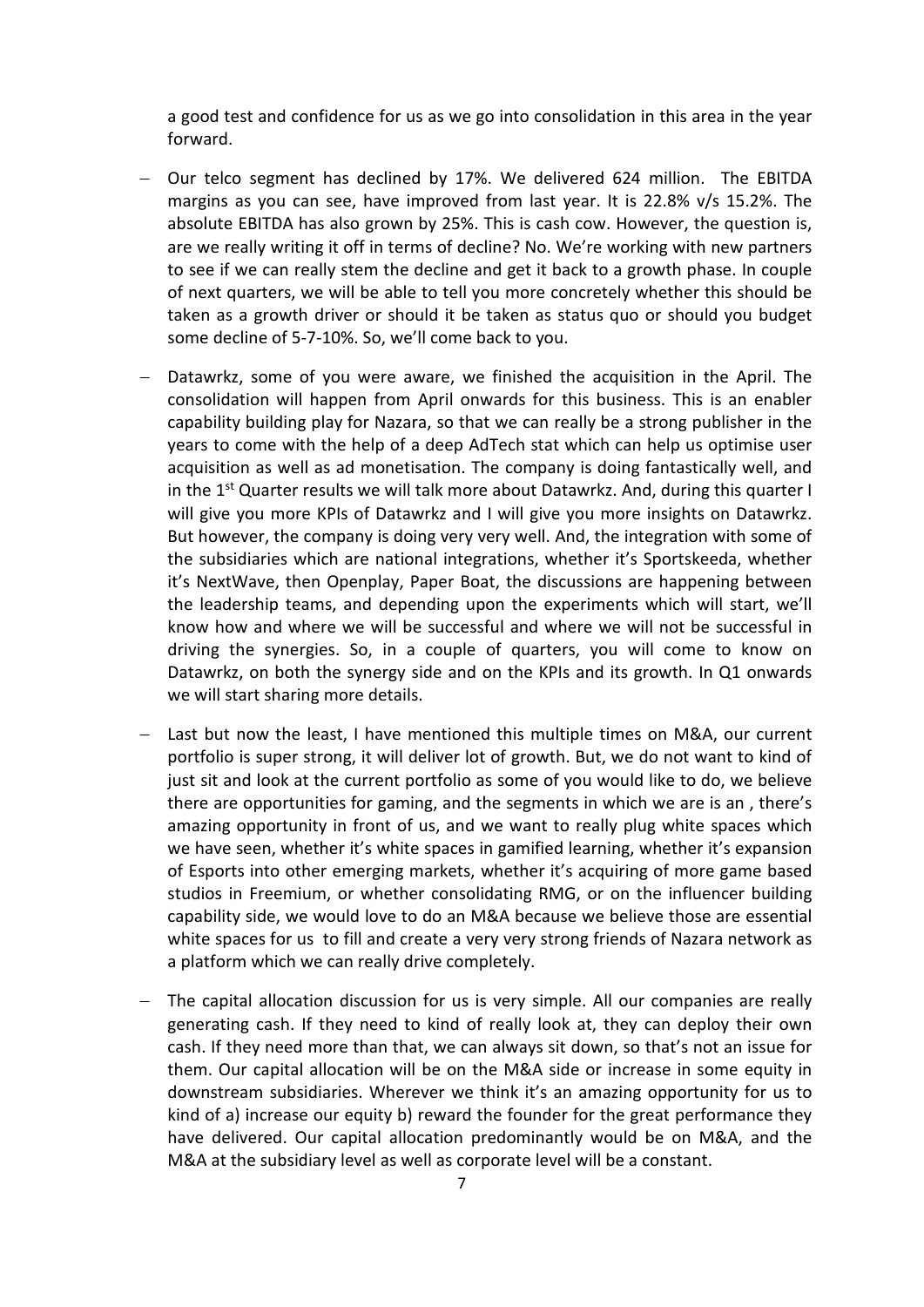a good test and confidence for us as we go into consolidation in this area in the year forward.

- Our telco segment has declined by 17%. We delivered 624 million. The EBITDA margins as you can see, have improved from last year. It is 22.8% v/s 15.2%. The absolute EBITDA has also grown by 25%. This is cash cow. However, the question is, are we really writing it off in terms of decline? No. We're working with new partners to see if we can really stem the decline and get it back to a growth phase. In couple of next quarters, we will be able to tell you more concretely whether this should be taken as a growth driver or should it be taken as status quo or should you budget some decline of 5-7-10%. So, we'll come back to you.

- Datawrkz, some of you were aware, we finished the acquisition in the April. The consolidation will happen from April onwards for this business. This is an enabler capability building play for Nazara, so that we can really be a strong publisher in the years to come with the help of a deep AdTech stat which can help us optimise user acquisition as well as ad monetisation. The company is doing fantastically well, and in the 1st Quarter results we will talk more about Datawrkz. And, during this quarter I will give you more KPIs of Datawrkz and I will give you more insights on Datawrkz. But however, the company is doing very very well. And, the integration with some of the subsidiaries which are national integrations, whether it's Sportskeeda, whether it's NextWave, then Openplay, Paper Boat, the discussions are happening between the leadership teams, and depending upon the experiments which will start, we'll know how and where we will be successful and where we will not be successful in driving the synergies. So, in a couple of quarters, you will come to know on Datawrkz, on both the synergy side and on the KPIs and its growth. In Q1 onwards we will start sharing more details.

- Last but now the least, I have mentioned this multiple times on M&A, our current portfolio is super strong, it will deliver lot of growth. But, we do not want to kind of just sit and look at the current portfolio as some of you would like to do, we believe there are opportunities for gaming, and the segments in which we are is an , there's amazing opportunity in front of us, and we want to really plug white spaces which we have seen, whether it's white spaces in gamified learning, whether it's expansion of Esports into other emerging markets, whether it's acquiring of more game based studios in Freemium, or whether consolidating RMG, or on the influencer building capability side, we would love to do an M&A because we believe those are essential white spaces for us to fill and create a very very strong friends of Nazara network as a platform which we can really drive completely.

- The capital allocation discussion for us is very simple. All our companies are really generating cash. If they need to kind of really look at, they can deploy their own cash. If they need more than that, we can always sit down, so that's not an issue for them. Our capital allocation will be on the M&A side or increase in some equity in downstream subsidiaries. Wherever we think it's an amazing opportunity for us to kind of a) increase our equity b) reward the founder for the great performance they have delivered. Our capital allocation predominantly would be on M&A, and the M&A at the subsidiary level as well as corporate level will be a constant.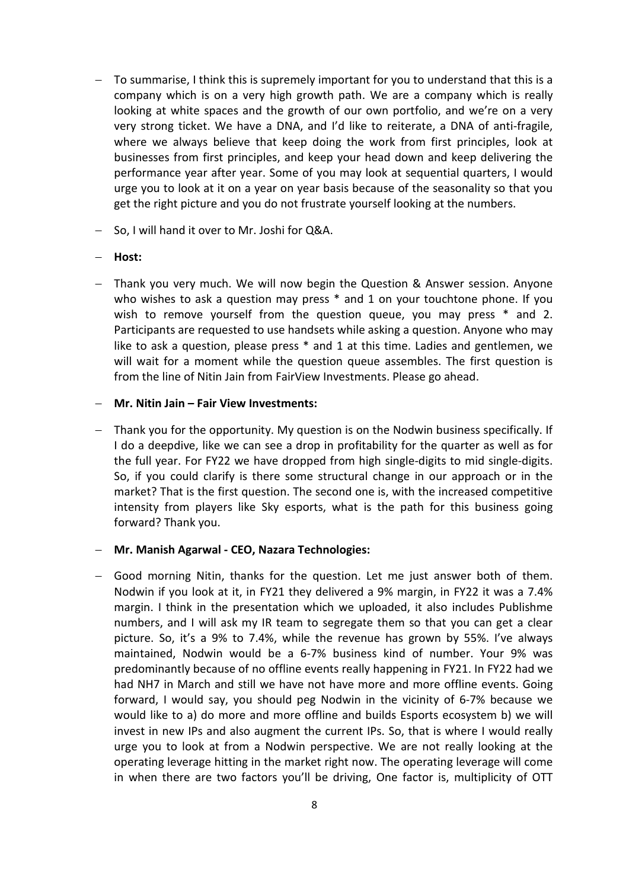- To summarise, I think this is supremely important for you to understand that this is a company which is on a very high growth path. We are a company which is really looking at white spaces and the growth of our own portfolio, and we're on a very very strong ticket. We have a DNA, and I'd like to reiterate, a DNA of anti-fragile, where we always believe that keep doing the work from first principles, look at businesses from first principles, and keep your head down and keep delivering the performance year after year. Some of you may look at sequential quarters, I would urge you to look at it on a year on year basis because of the seasonality so that you get the right picture and you do not frustrate yourself looking at the numbers.
- So, I will hand it over to Mr. Joshi for Q&A.
- **Host:**
- Thank you very much. We will now begin the Question & Answer session. Anyone who wishes to ask a question may press * and 1 on your touchtone phone. If you wish to remove yourself from the question queue, you may press * and 2. Participants are requested to use handsets while asking a question. Anyone who may like to ask a question, please press * and 1 at this time. Ladies and gentlemen, we will wait for a moment while the question queue assembles. The first question is from the line of Nitin Jain from FairView Investments. Please go ahead.
- **Mr. Nitin Jain – Fair View Investments:**
- Thank you for the opportunity. My question is on the Nodwin business specifically. If I do a deepdive, like we can see a drop in profitability for the quarter as well as for the full year. For FY22 we have dropped from high single-digits to mid single-digits. So, if you could clarify is there some structural change in our approach or in the market? That is the first question. The second one is, with the increased competitive intensity from players like Sky esports, what is the path for this business going forward? Thank you.
- **Mr. Manish Agarwal - CEO, Nazara Technologies:**
- Good morning Nitin, thanks for the question. Let me just answer both of them. Nodwin if you look at it, in FY21 they delivered a 9% margin, in FY22 it was a 7.4% margin. I think in the presentation which we uploaded, it also includes Publishme numbers, and I will ask my IR team to segregate them so that you can get a clear picture. So, it's a 9% to 7.4%, while the revenue has grown by 55%. I've always maintained, Nodwin would be a 6-7% business kind of number. Your 9% was predominantly because of no offline events really happening in FY21. In FY22 had we had NH7 in March and still we have not have more and more offline events. Going forward, I would say, you should peg Nodwin in the vicinity of 6-7% because we would like to a) do more and more offline and builds Esports ecosystem b) we will invest in new IPs and also augment the current IPs. So, that is where I would really urge you to look at from a Nodwin perspective. We are not really looking at the operating leverage hitting in the market right now. The operating leverage will come in when there are two factors you'll be driving, One factor is, multiplicity of OTT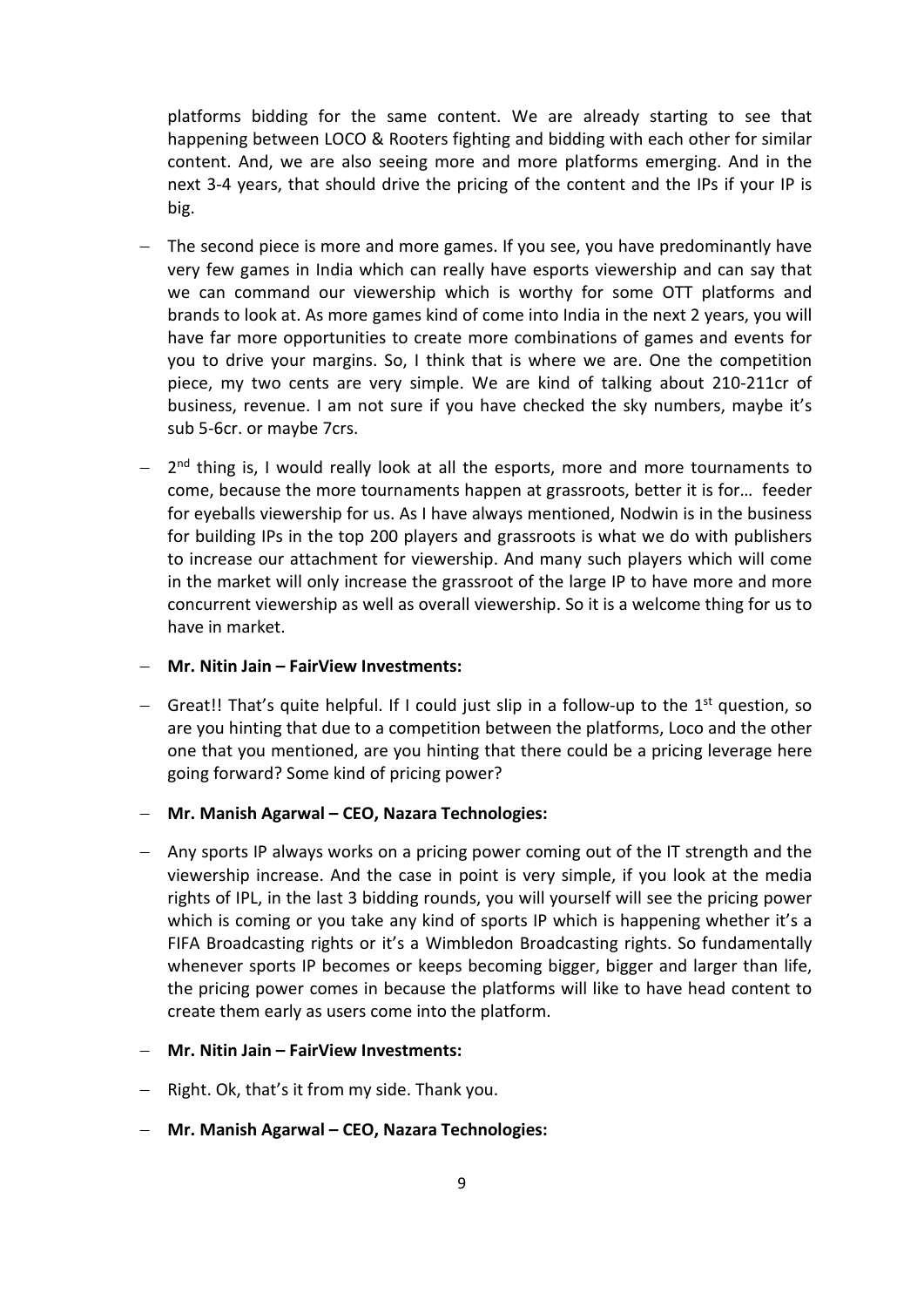platforms bidding for the same content. We are already starting to see that happening between LOCO & Rooters fighting and bidding with each other for similar content. And, we are also seeing more and more platforms emerging. And in the next 3-4 years, that should drive the pricing of the content and the IPs if your IP is big.

- The second piece is more and more games. If you see, you have predominantly have very few games in India which can really have esports viewership and can say that we can command our viewership which is worthy for some OTT platforms and brands to look at. As more games kind of come into India in the next 2 years, you will have far more opportunities to create more combinations of games and events for you to drive your margins. So, I think that is where we are. One the competition piece, my two cents are very simple. We are kind of talking about 210-211cr of business, revenue. I am not sure if you have checked the sky numbers, maybe it's sub 5-6cr. or maybe 7crs.
- 2nd thing is, I would really look at all the esports, more and more tournaments to come, because the more tournaments happen at grassroots, better it is for… feeder for eyeballs viewership for us. As I have always mentioned, Nodwin is in the business for building IPs in the top 200 players and grassroots is what we do with publishers to increase our attachment for viewership. And many such players which will come in the market will only increase the grassroot of the large IP to have more and more concurrent viewership as well as overall viewership. So it is a welcome thing for us to have in market.
- **Mr. Nitin Jain – FairView Investments:**
- Great!! That's quite helpful. If I could just slip in a follow-up to the 1st question, so are you hinting that due to a competition between the platforms, Loco and the other one that you mentioned, are you hinting that there could be a pricing leverage here going forward? Some kind of pricing power?
- **Mr. Manish Agarwal – CEO, Nazara Technologies:**
- Any sports IP always works on a pricing power coming out of the IT strength and the viewership increase. And the case in point is very simple, if you look at the media rights of IPL, in the last 3 bidding rounds, you will yourself will see the pricing power which is coming or you take any kind of sports IP which is happening whether it's a FIFA Broadcasting rights or it's a Wimbledon Broadcasting rights. So fundamentally whenever sports IP becomes or keeps becoming bigger, bigger and larger than life, the pricing power comes in because the platforms will like to have head content to create them early as users come into the platform.
- **Mr. Nitin Jain – FairView Investments:**
- Right. Ok, that's it from my side. Thank you.
- **Mr. Manish Agarwal – CEO, Nazara Technologies:**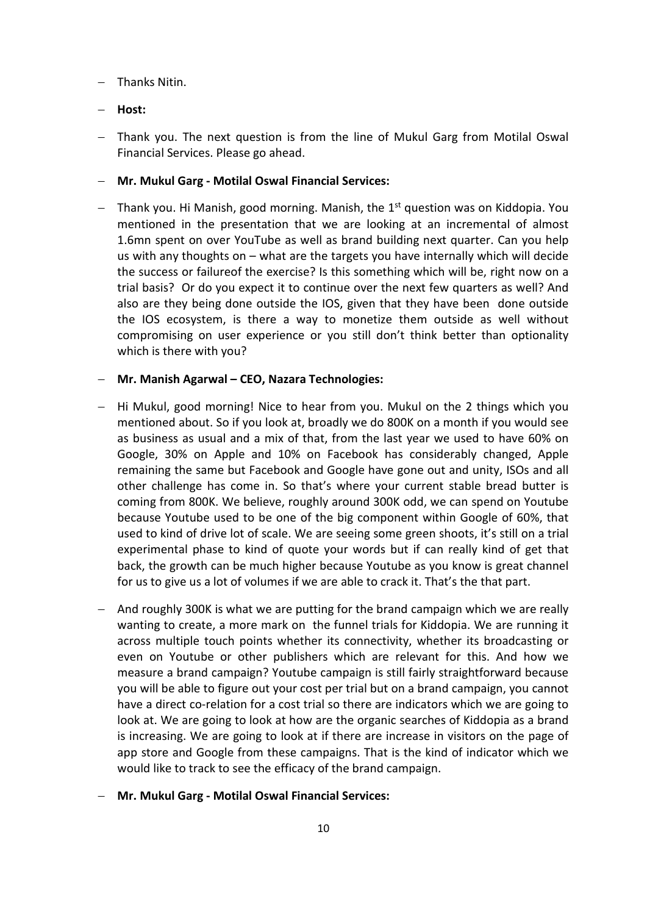- Thanks Nitin.
- **Host:**
- Thank you. The next question is from the line of Mukul Garg from Motilal Oswal Financial Services. Please go ahead.
- **Mr. Mukul Garg - Motilal Oswal Financial Services:**
- Thank you. Hi Manish, good morning. Manish, the 1st question was on Kiddopia. You mentioned in the presentation that we are looking at an incremental of almost 1.6mn spent on over YouTube as well as brand building next quarter. Can you help us with any thoughts on – what are the targets you have internally which will decide the success or failureof the exercise? Is this something which will be, right now on a trial basis? Or do you expect it to continue over the next few quarters as well? And also are they being done outside the IOS, given that they have been done outside the IOS ecosystem, is there a way to monetize them outside as well without compromising on user experience or you still don't think better than optionality which is there with you?
- **Mr. Manish Agarwal – CEO, Nazara Technologies:**
- Hi Mukul, good morning! Nice to hear from you. Mukul on the 2 things which you mentioned about. So if you look at, broadly we do 800K on a month if you would see as business as usual and a mix of that, from the last year we used to have 60% on Google, 30% on Apple and 10% on Facebook has considerably changed, Apple remaining the same but Facebook and Google have gone out and unity, ISOs and all other challenge has come in. So that's where your current stable bread butter is coming from 800K. We believe, roughly around 300K odd, we can spend on Youtube because Youtube used to be one of the big component within Google of 60%, that used to kind of drive lot of scale. We are seeing some green shoots, it's still on a trial experimental phase to kind of quote your words but if can really kind of get that back, the growth can be much higher because Youtube as you know is great channel for us to give us a lot of volumes if we are able to crack it. That's the that part.
- And roughly 300K is what we are putting for the brand campaign which we are really wanting to create, a more mark on the funnel trials for Kiddopia. We are running it across multiple touch points whether its connectivity, whether its broadcasting or even on Youtube or other publishers which are relevant for this. And how we measure a brand campaign? Youtube campaign is still fairly straightforward because you will be able to figure out your cost per trial but on a brand campaign, you cannot have a direct co-relation for a cost trial so there are indicators which we are going to look at. We are going to look at how are the organic searches of Kiddopia as a brand is increasing. We are going to look at if there are increase in visitors on the page of app store and Google from these campaigns. That is the kind of indicator which we would like to track to see the efficacy of the brand campaign.
- **Mr. Mukul Garg - Motilal Oswal Financial Services:**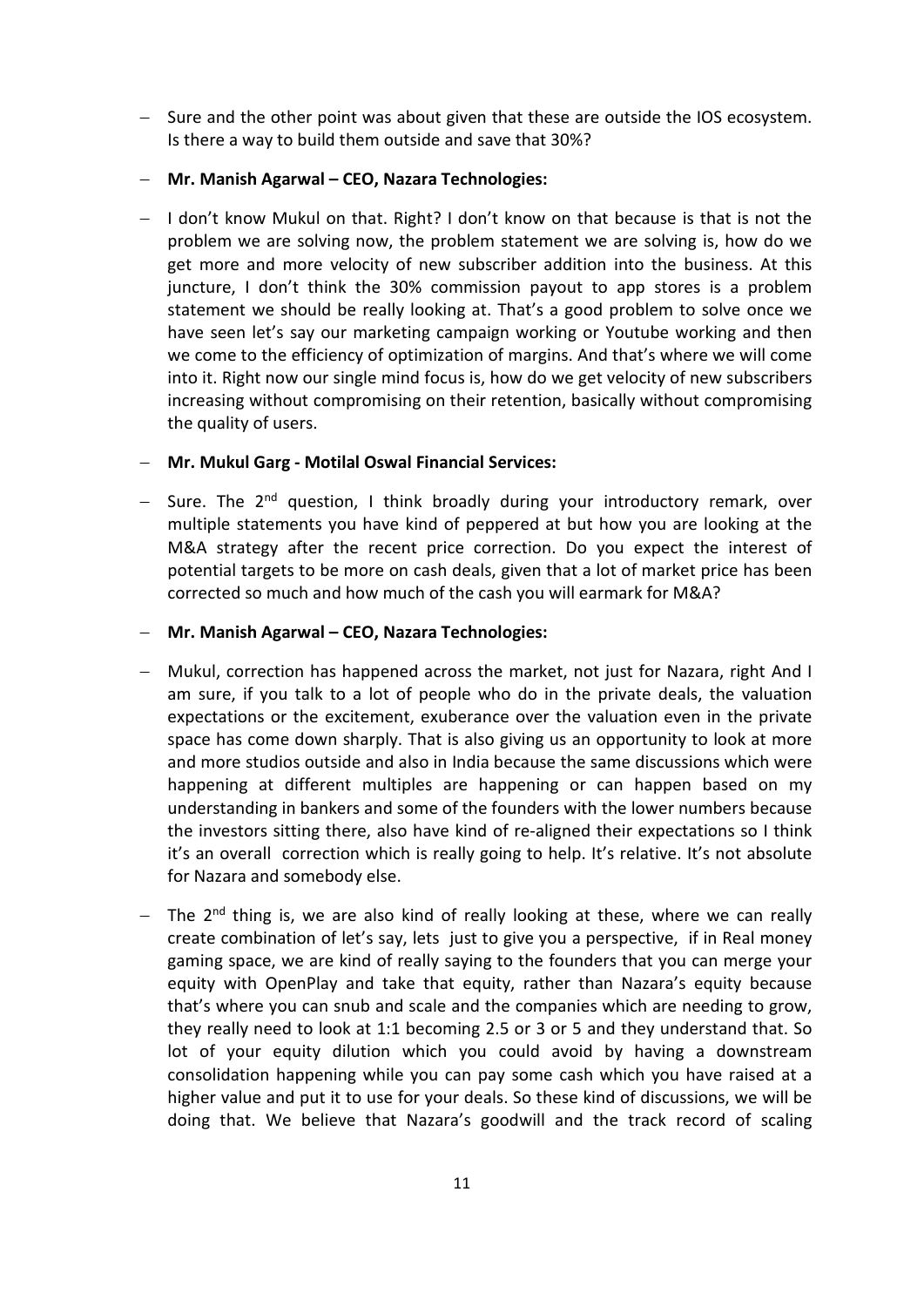- Sure and the other point was about given that these are outside the IOS ecosystem. Is there a way to build them outside and save that 30%?

- **Mr. Manish Agarwal – CEO, Nazara Technologies:**

- I don't know Mukul on that. Right? I don't know on that because is that is not the problem we are solving now, the problem statement we are solving is, how do we get more and more velocity of new subscriber addition into the business. At this juncture, I don't think the 30% commission payout to app stores is a problem statement we should be really looking at. That's a good problem to solve once we have seen let's say our marketing campaign working or Youtube working and then we come to the efficiency of optimization of margins. And that's where we will come into it. Right now our single mind focus is, how do we get velocity of new subscribers increasing without compromising on their retention, basically without compromising the quality of users.

- **Mr. Mukul Garg - Motilal Oswal Financial Services:**

- Sure. The 2nd question, I think broadly during your introductory remark, over multiple statements you have kind of peppered at but how you are looking at the M&A strategy after the recent price correction. Do you expect the interest of potential targets to be more on cash deals, given that a lot of market price has been corrected so much and how much of the cash you will earmark for M&A?

- **Mr. Manish Agarwal – CEO, Nazara Technologies:**

- Mukul, correction has happened across the market, not just for Nazara, right And I am sure, if you talk to a lot of people who do in the private deals, the valuation expectations or the excitement, exuberance over the valuation even in the private space has come down sharply. That is also giving us an opportunity to look at more and more studios outside and also in India because the same discussions which were happening at different multiples are happening or can happen based on my understanding in bankers and some of the founders with the lower numbers because the investors sitting there, also have kind of re-aligned their expectations so I think it's an overall correction which is really going to help. It's relative. It's not absolute for Nazara and somebody else.

- The 2nd thing is, we are also kind of really looking at these, where we can really create combination of let's say, lets just to give you a perspective, if in Real money gaming space, we are kind of really saying to the founders that you can merge your equity with OpenPlay and take that equity, rather than Nazara's equity because that's where you can snub and scale and the companies which are needing to grow, they really need to look at 1:1 becoming 2.5 or 3 or 5 and they understand that. So lot of your equity dilution which you could avoid by having a downstream consolidation happening while you can pay some cash which you have raised at a higher value and put it to use for your deals. So these kind of discussions, we will be doing that. We believe that Nazara's goodwill and the track record of scaling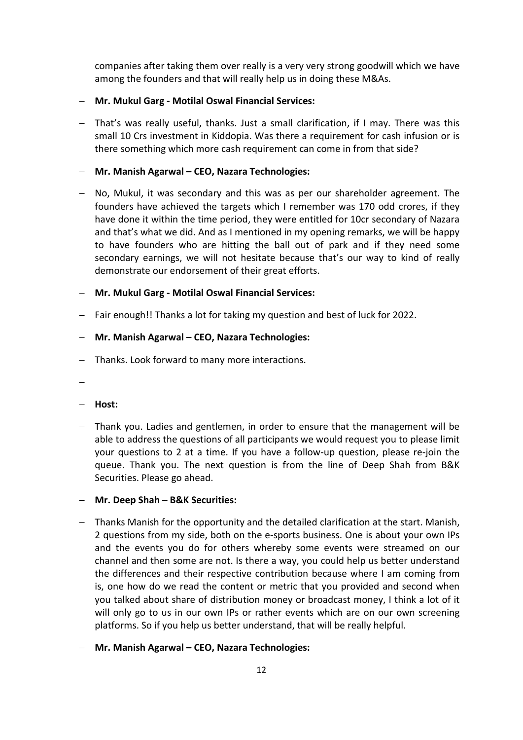companies after taking them over really is a very very strong goodwill which we have among the founders and that will really help us in doing these M&As.

- **Mr. Mukul Garg - Motilal Oswal Financial Services:**

- That's was really useful, thanks. Just a small clarification, if I may. There was this small 10 Crs investment in Kiddopia. Was there a requirement for cash infusion or is there something which more cash requirement can come in from that side?

- **Mr. Manish Agarwal – CEO, Nazara Technologies:**

- No, Mukul, it was secondary and this was as per our shareholder agreement. The founders have achieved the targets which I remember was 170 odd crores, if they have done it within the time period, they were entitled for 10cr secondary of Nazara and that's what we did. And as I mentioned in my opening remarks, we will be happy to have founders who are hitting the ball out of park and if they need some secondary earnings, we will not hesitate because that's our way to kind of really demonstrate our endorsement of their great efforts.

- **Mr. Mukul Garg - Motilal Oswal Financial Services:**

- Fair enough!! Thanks a lot for taking my question and best of luck for 2022.

- **Mr. Manish Agarwal – CEO, Nazara Technologies:**

- Thanks. Look forward to many more interactions.

- **Host:**

- Thank you. Ladies and gentlemen, in order to ensure that the management will be able to address the questions of all participants we would request you to please limit your questions to 2 at a time. If you have a follow-up question, please re-join the queue. Thank you. The next question is from the line of Deep Shah from B&K Securities. Please go ahead.

- **Mr. Deep Shah – B&K Securities:**

- Thanks Manish for the opportunity and the detailed clarification at the start. Manish, 2 questions from my side, both on the e-sports business. One is about your own IPs and the events you do for others whereby some events were streamed on our channel and then some are not. Is there a way, you could help us better understand the differences and their respective contribution because where I am coming from is, one how do we read the content or metric that you provided and second when you talked about share of distribution money or broadcast money, I think a lot of it will only go to us in our own IPs or rather events which are on our own screening platforms. So if you help us better understand, that will be really helpful.

- **Mr. Manish Agarwal – CEO, Nazara Technologies:**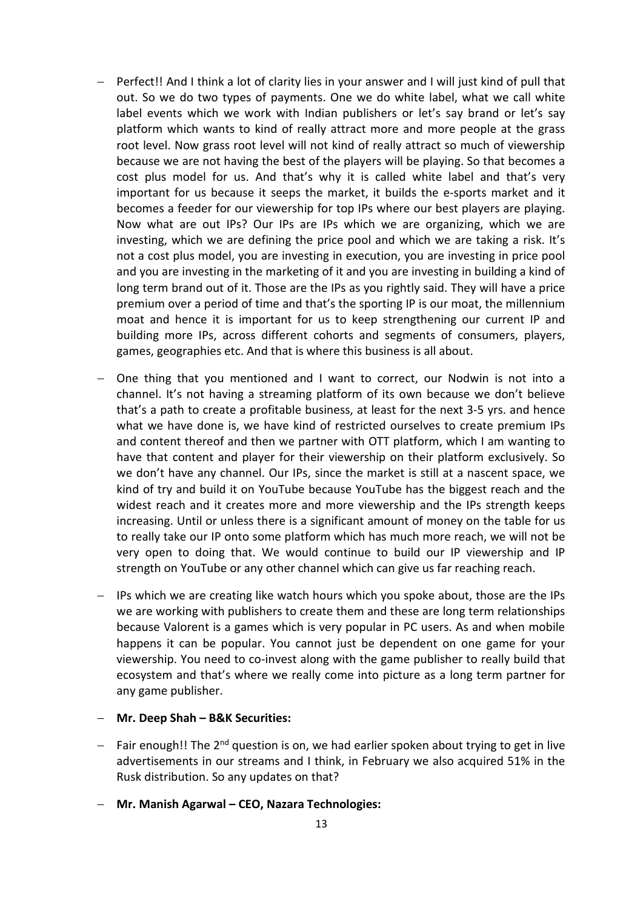- Perfect!! And I think a lot of clarity lies in your answer and I will just kind of pull that out. So we do two types of payments. One we do white label, what we call white label events which we work with Indian publishers or let's say brand or let's say platform which wants to kind of really attract more and more people at the grass root level. Now grass root level will not kind of really attract so much of viewership because we are not having the best of the players will be playing. So that becomes a cost plus model for us. And that's why it is called white label and that's very important for us because it seeps the market, it builds the e-sports market and it becomes a feeder for our viewership for top IPs where our best players are playing. Now what are out IPs? Our IPs are IPs which we are organizing, which we are investing, which we are defining the price pool and which we are taking a risk. It's not a cost plus model, you are investing in execution, you are investing in price pool and you are investing in the marketing of it and you are investing in building a kind of long term brand out of it. Those are the IPs as you rightly said. They will have a price premium over a period of time and that's the sporting IP is our moat, the millennium moat and hence it is important for us to keep strengthening our current IP and building more IPs, across different cohorts and segments of consumers, players, games, geographies etc. And that is where this business is all about.

- One thing that you mentioned and I want to correct, our Nodwin is not into a channel. It's not having a streaming platform of its own because we don't believe that's a path to create a profitable business, at least for the next 3-5 yrs. and hence what we have done is, we have kind of restricted ourselves to create premium IPs and content thereof and then we partner with OTT platform, which I am wanting to have that content and player for their viewership on their platform exclusively. So we don't have any channel. Our IPs, since the market is still at a nascent space, we kind of try and build it on YouTube because YouTube has the biggest reach and the widest reach and it creates more and more viewership and the IPs strength keeps increasing. Until or unless there is a significant amount of money on the table for us to really take our IP onto some platform which has much more reach, we will not be very open to doing that. We would continue to build our IP viewership and IP strength on YouTube or any other channel which can give us far reaching reach.

- IPs which we are creating like watch hours which you spoke about, those are the IPs we are working with publishers to create them and these are long term relationships because Valorent is a games which is very popular in PC users. As and when mobile happens it can be popular. You cannot just be dependent on one game for your viewership. You need to co-invest along with the game publisher to really build that ecosystem and that's where we really come into picture as a long term partner for any game publisher.

- **Mr. Deep Shah – B&K Securities:**

- Fair enough!! The 2nd question is on, we had earlier spoken about trying to get in live advertisements in our streams and I think, in February we also acquired 51% in the Rusk distribution. So any updates on that?

- **Mr. Manish Agarwal – CEO, Nazara Technologies:**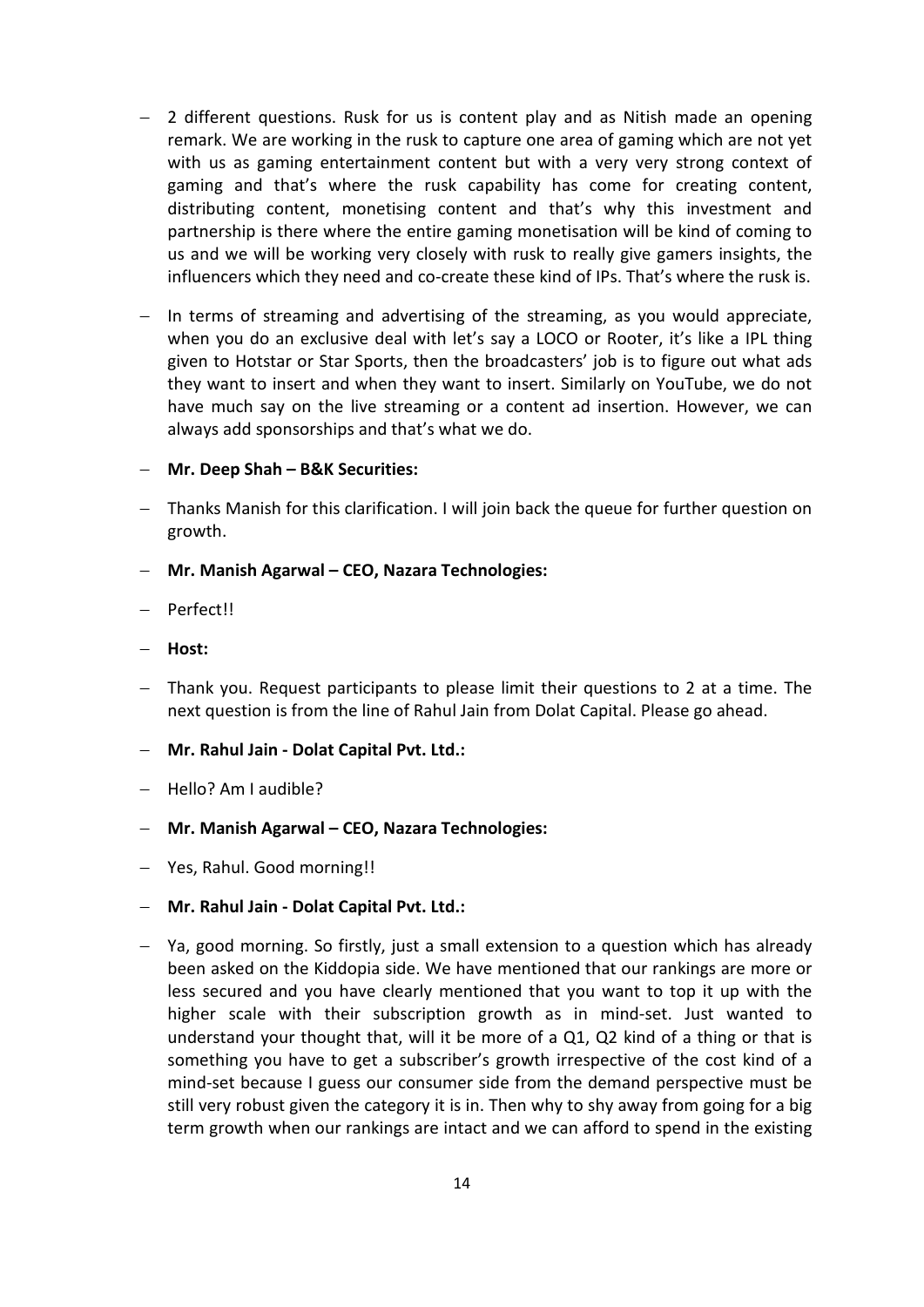- 2 different questions. Rusk for us is content play and as Nitish made an opening remark. We are working in the rusk to capture one area of gaming which are not yet with us as gaming entertainment content but with a very very strong context of gaming and that's where the rusk capability has come for creating content, distributing content, monetising content and that's why this investment and partnership is there where the entire gaming monetisation will be kind of coming to us and we will be working very closely with rusk to really give gamers insights, the influencers which they need and co-create these kind of IPs. That's where the rusk is.
- In terms of streaming and advertising of the streaming, as you would appreciate, when you do an exclusive deal with let's say a LOCO or Rooter, it's like a IPL thing given to Hotstar or Star Sports, then the broadcasters' job is to figure out what ads they want to insert and when they want to insert. Similarly on YouTube, we do not have much say on the live streaming or a content ad insertion. However, we can always add sponsorships and that's what we do.
- **Mr. Deep Shah – B&K Securities:**
- Thanks Manish for this clarification. I will join back the queue for further question on growth.
- **Mr. Manish Agarwal – CEO, Nazara Technologies:**
- Perfect!!
- **Host:**
- Thank you. Request participants to please limit their questions to 2 at a time. The next question is from the line of Rahul Jain from Dolat Capital. Please go ahead.
- **Mr. Rahul Jain - Dolat Capital Pvt. Ltd.:**
- Hello? Am I audible?
- **Mr. Manish Agarwal – CEO, Nazara Technologies:**
- Yes, Rahul. Good morning!!
- **Mr. Rahul Jain - Dolat Capital Pvt. Ltd.:**
- Ya, good morning. So firstly, just a small extension to a question which has already been asked on the Kiddopia side. We have mentioned that our rankings are more or less secured and you have clearly mentioned that you want to top it up with the higher scale with their subscription growth as in mind-set. Just wanted to understand your thought that, will it be more of a Q1, Q2 kind of a thing or that is something you have to get a subscriber's growth irrespective of the cost kind of a mind-set because I guess our consumer side from the demand perspective must be still very robust given the category it is in. Then why to shy away from going for a big term growth when our rankings are intact and we can afford to spend in the existing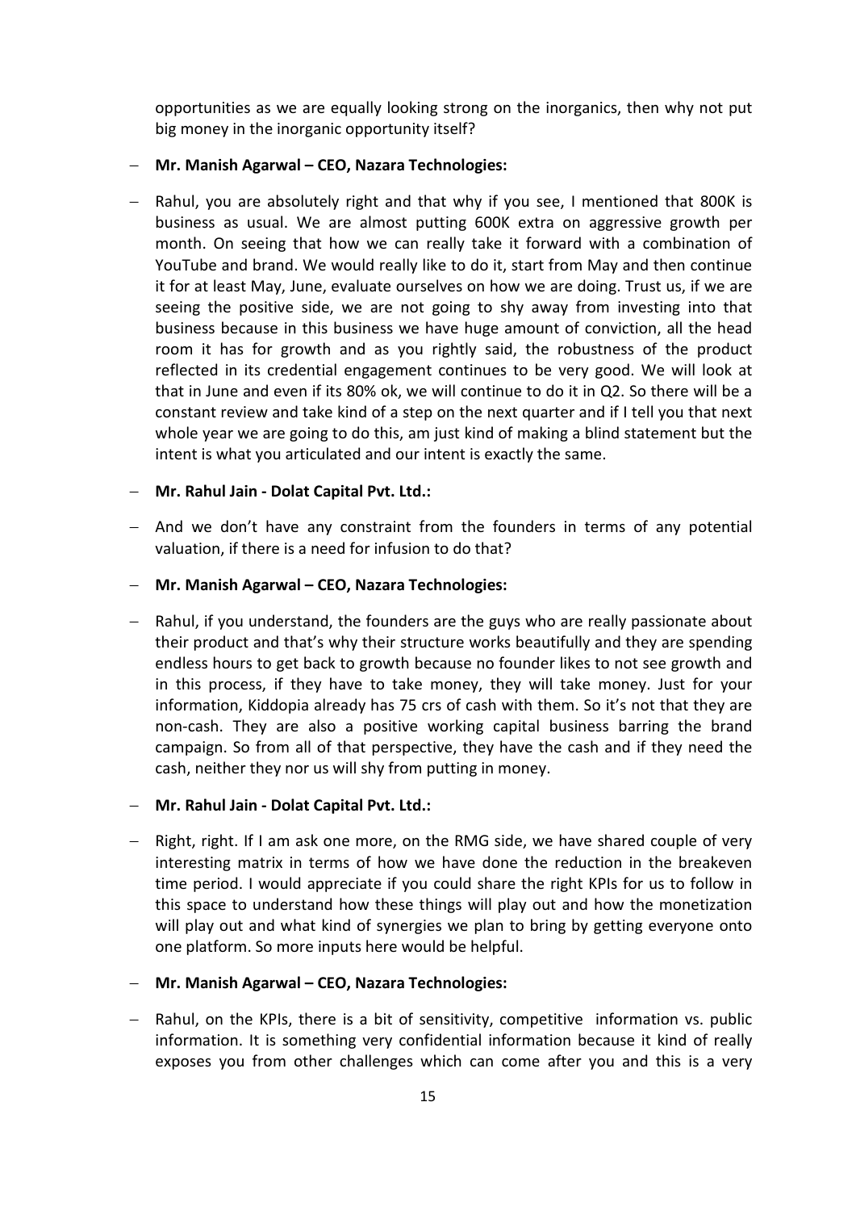opportunities as we are equally looking strong on the inorganics, then why not put big money in the inorganic opportunity itself?

- **Mr. Manish Agarwal – CEO, Nazara Technologies:**

- Rahul, you are absolutely right and that why if you see, I mentioned that 800K is business as usual. We are almost putting 600K extra on aggressive growth per month. On seeing that how we can really take it forward with a combination of YouTube and brand. We would really like to do it, start from May and then continue it for at least May, June, evaluate ourselves on how we are doing. Trust us, if we are seeing the positive side, we are not going to shy away from investing into that business because in this business we have huge amount of conviction, all the head room it has for growth and as you rightly said, the robustness of the product reflected in its credential engagement continues to be very good. We will look at that in June and even if its 80% ok, we will continue to do it in Q2. So there will be a constant review and take kind of a step on the next quarter and if I tell you that next whole year we are going to do this, am just kind of making a blind statement but the intent is what you articulated and our intent is exactly the same.

- **Mr. Rahul Jain - Dolat Capital Pvt. Ltd.:**

- And we don't have any constraint from the founders in terms of any potential valuation, if there is a need for infusion to do that?

- **Mr. Manish Agarwal – CEO, Nazara Technologies:**

- Rahul, if you understand, the founders are the guys who are really passionate about their product and that's why their structure works beautifully and they are spending endless hours to get back to growth because no founder likes to not see growth and in this process, if they have to take money, they will take money. Just for your information, Kiddopia already has 75 crs of cash with them. So it's not that they are non-cash. They are also a positive working capital business barring the brand campaign. So from all of that perspective, they have the cash and if they need the cash, neither they nor us will shy from putting in money.

- **Mr. Rahul Jain - Dolat Capital Pvt. Ltd.:**

- Right, right. If I am ask one more, on the RMG side, we have shared couple of very interesting matrix in terms of how we have done the reduction in the breakeven time period. I would appreciate if you could share the right KPIs for us to follow in this space to understand how these things will play out and how the monetization will play out and what kind of synergies we plan to bring by getting everyone onto one platform. So more inputs here would be helpful.

- **Mr. Manish Agarwal – CEO, Nazara Technologies:**

- Rahul, on the KPIs, there is a bit of sensitivity, competitive information vs. public information. It is something very confidential information because it kind of really exposes you from other challenges which can come after you and this is a very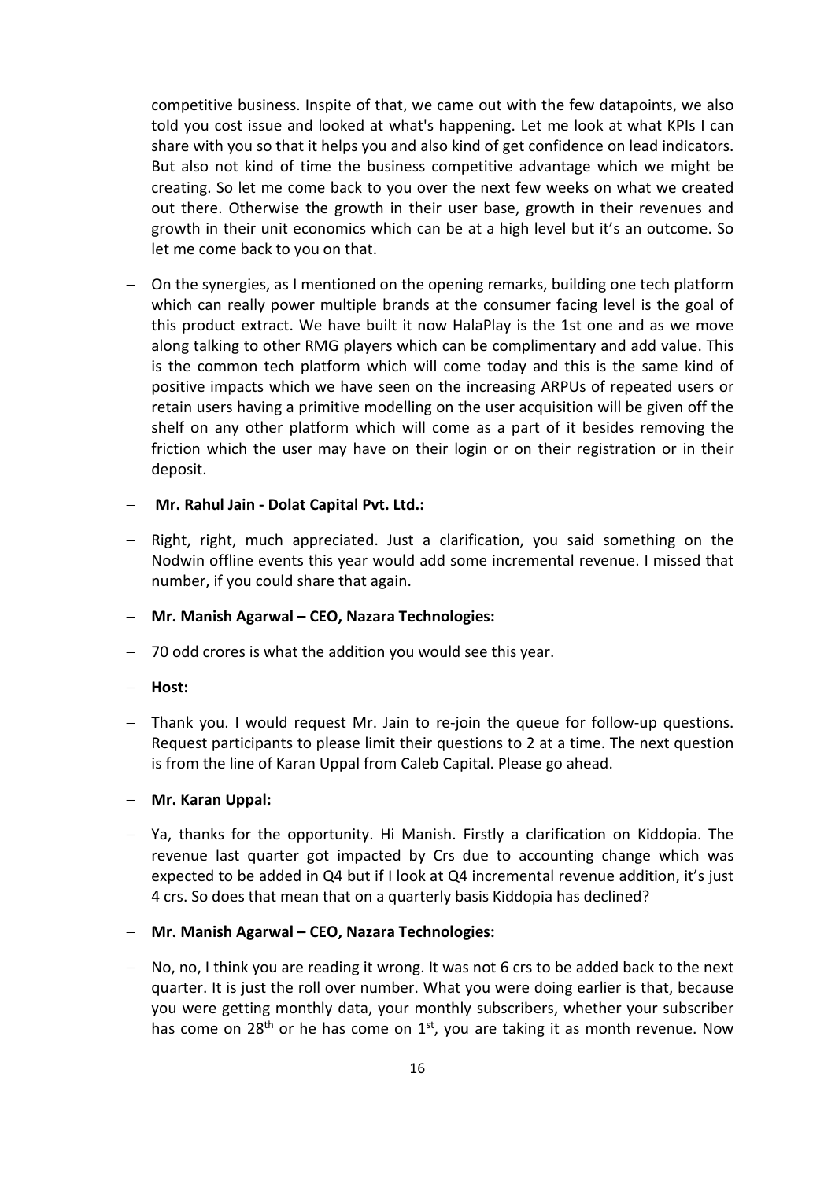competitive business. Inspite of that, we came out with the few datapoints, we also told you cost issue and looked at what's happening. Let me look at what KPIs I can share with you so that it helps you and also kind of get confidence on lead indicators. But also not kind of time the business competitive advantage which we might be creating. So let me come back to you over the next few weeks on what we created out there. Otherwise the growth in their user base, growth in their revenues and growth in their unit economics which can be at a high level but it's an outcome. So let me come back to you on that.

- On the synergies, as I mentioned on the opening remarks, building one tech platform which can really power multiple brands at the consumer facing level is the goal of this product extract. We have built it now HalaPlay is the 1st one and as we move along talking to other RMG players which can be complimentary and add value. This is the common tech platform which will come today and this is the same kind of positive impacts which we have seen on the increasing ARPUs of repeated users or retain users having a primitive modelling on the user acquisition will be given off the shelf on any other platform which will come as a part of it besides removing the friction which the user may have on their login or on their registration or in their deposit.

- **Mr. Rahul Jain - Dolat Capital Pvt. Ltd.:**

- Right, right, much appreciated. Just a clarification, you said something on the Nodwin offline events this year would add some incremental revenue. I missed that number, if you could share that again.

- **Mr. Manish Agarwal – CEO, Nazara Technologies:**

- 70 odd crores is what the addition you would see this year.

- **Host:**

- Thank you. I would request Mr. Jain to re-join the queue for follow-up questions. Request participants to please limit their questions to 2 at a time. The next question is from the line of Karan Uppal from Caleb Capital. Please go ahead.

- **Mr. Karan Uppal:**

- Ya, thanks for the opportunity. Hi Manish. Firstly a clarification on Kiddopia. The revenue last quarter got impacted by Crs due to accounting change which was expected to be added in Q4 but if I look at Q4 incremental revenue addition, it's just 4 crs. So does that mean that on a quarterly basis Kiddopia has declined?

- **Mr. Manish Agarwal – CEO, Nazara Technologies:**

- No, no, I think you are reading it wrong. It was not 6 crs to be added back to the next quarter. It is just the roll over number. What you were doing earlier is that, because you were getting monthly data, your monthly subscribers, whether your subscriber has come on 28th or he has come on 1st, you are taking it as month revenue. Now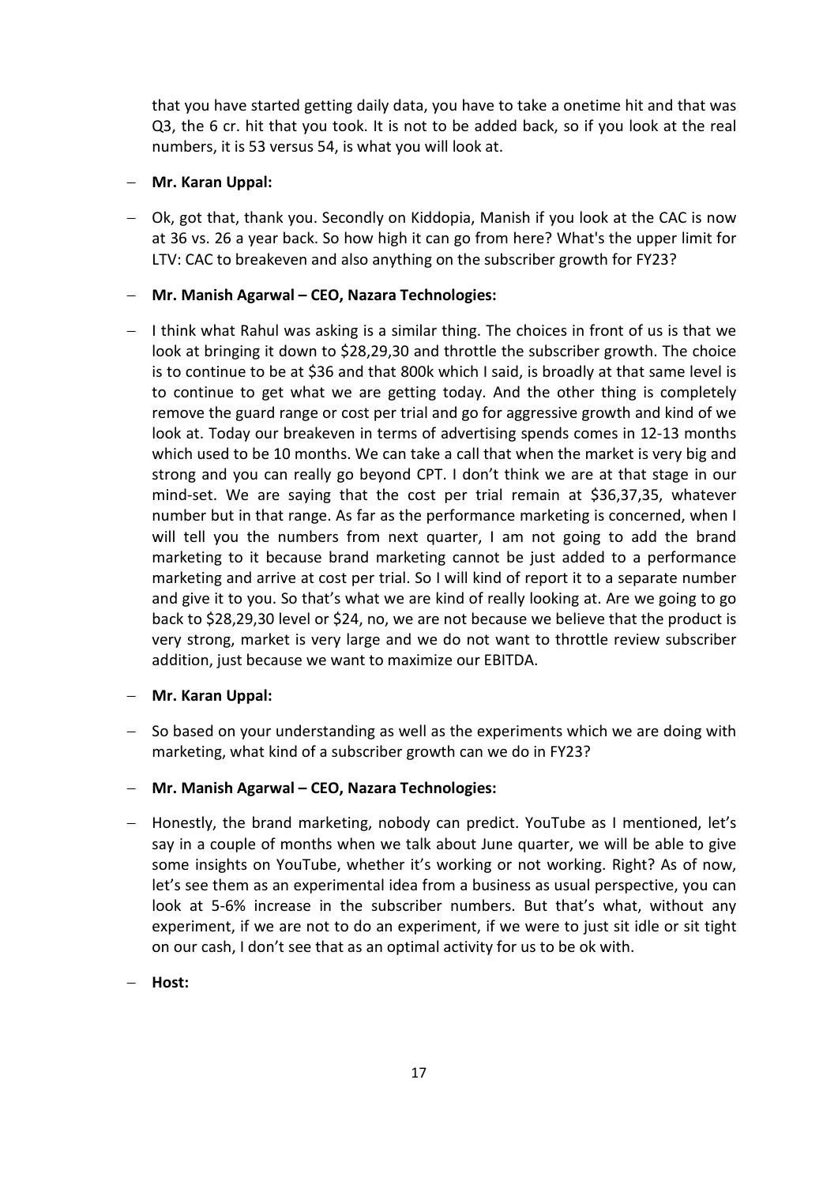that you have started getting daily data, you have to take a onetime hit and that was Q3, the 6 cr. hit that you took. It is not to be added back, so if you look at the real numbers, it is 53 versus 54, is what you will look at.

- **Mr. Karan Uppal:**

- Ok, got that, thank you. Secondly on Kiddopia, Manish if you look at the CAC is now at 36 vs. 26 a year back. So how high it can go from here? What's the upper limit for LTV: CAC to breakeven and also anything on the subscriber growth for FY23?

- **Mr. Manish Agarwal – CEO, Nazara Technologies:**

- I think what Rahul was asking is a similar thing. The choices in front of us is that we look at bringing it down to $28,29,30 and throttle the subscriber growth. The choice is to continue to be at $36 and that 800k which I said, is broadly at that same level is to continue to get what we are getting today. And the other thing is completely remove the guard range or cost per trial and go for aggressive growth and kind of we look at. Today our breakeven in terms of advertising spends comes in 12-13 months which used to be 10 months. We can take a call that when the market is very big and strong and you can really go beyond CPT. I don't think we are at that stage in our mind-set. We are saying that the cost per trial remain at $36,37,35, whatever number but in that range. As far as the performance marketing is concerned, when I will tell you the numbers from next quarter, I am not going to add the brand marketing to it because brand marketing cannot be just added to a performance marketing and arrive at cost per trial. So I will kind of report it to a separate number and give it to you. So that's what we are kind of really looking at. Are we going to go back to $28,29,30 level or $24, no, we are not because we believe that the product is very strong, market is very large and we do not want to throttle review subscriber addition, just because we want to maximize our EBITDA.

- **Mr. Karan Uppal:**

- So based on your understanding as well as the experiments which we are doing with marketing, what kind of a subscriber growth can we do in FY23?

- **Mr. Manish Agarwal – CEO, Nazara Technologies:**

- Honestly, the brand marketing, nobody can predict. YouTube as I mentioned, let's say in a couple of months when we talk about June quarter, we will be able to give some insights on YouTube, whether it's working or not working. Right? As of now, let's see them as an experimental idea from a business as usual perspective, you can look at 5-6% increase in the subscriber numbers. But that's what, without any experiment, if we are not to do an experiment, if we were to just sit idle or sit tight on our cash, I don't see that as an optimal activity for us to be ok with.

- **Host:**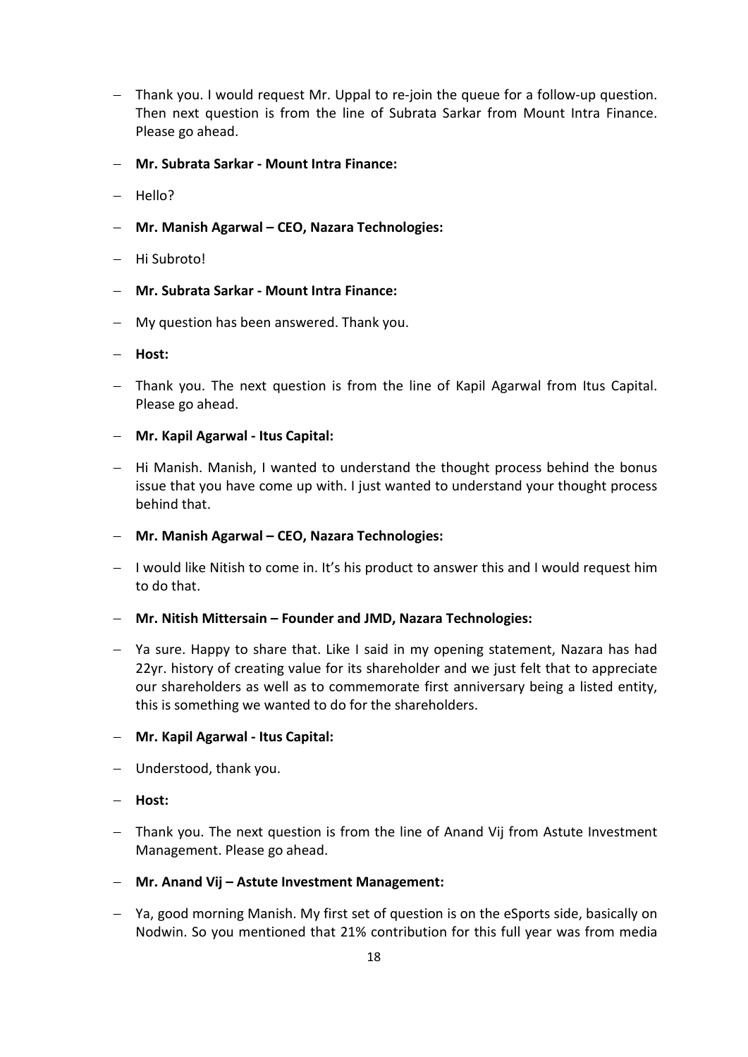- Thank you. I would request Mr. Uppal to re-join the queue for a follow-up question. Then next question is from the line of Subrata Sarkar from Mount Intra Finance. Please go ahead.
- **Mr. Subrata Sarkar - Mount Intra Finance:**
- Hello?
- **Mr. Manish Agarwal – CEO, Nazara Technologies:**
- Hi Subroto!
- **Mr. Subrata Sarkar - Mount Intra Finance:**
- My question has been answered. Thank you.
- **Host:**
- Thank you. The next question is from the line of Kapil Agarwal from Itus Capital. Please go ahead.
- **Mr. Kapil Agarwal - Itus Capital:**
- Hi Manish. Manish, I wanted to understand the thought process behind the bonus issue that you have come up with. I just wanted to understand your thought process behind that.
- **Mr. Manish Agarwal – CEO, Nazara Technologies:**
- I would like Nitish to come in. It's his product to answer this and I would request him to do that.
- **Mr. Nitish Mittersain – Founder and JMD, Nazara Technologies:**
- Ya sure. Happy to share that. Like I said in my opening statement, Nazara has had 22yr. history of creating value for its shareholder and we just felt that to appreciate our shareholders as well as to commemorate first anniversary being a listed entity, this is something we wanted to do for the shareholders.
- **Mr. Kapil Agarwal - Itus Capital:**
- Understood, thank you.
- **Host:**
- Thank you. The next question is from the line of Anand Vij from Astute Investment Management. Please go ahead.
- **Mr. Anand Vij – Astute Investment Management:**
- Ya, good morning Manish. My first set of question is on the eSports side, basically on Nodwin. So you mentioned that 21% contribution for this full year was from media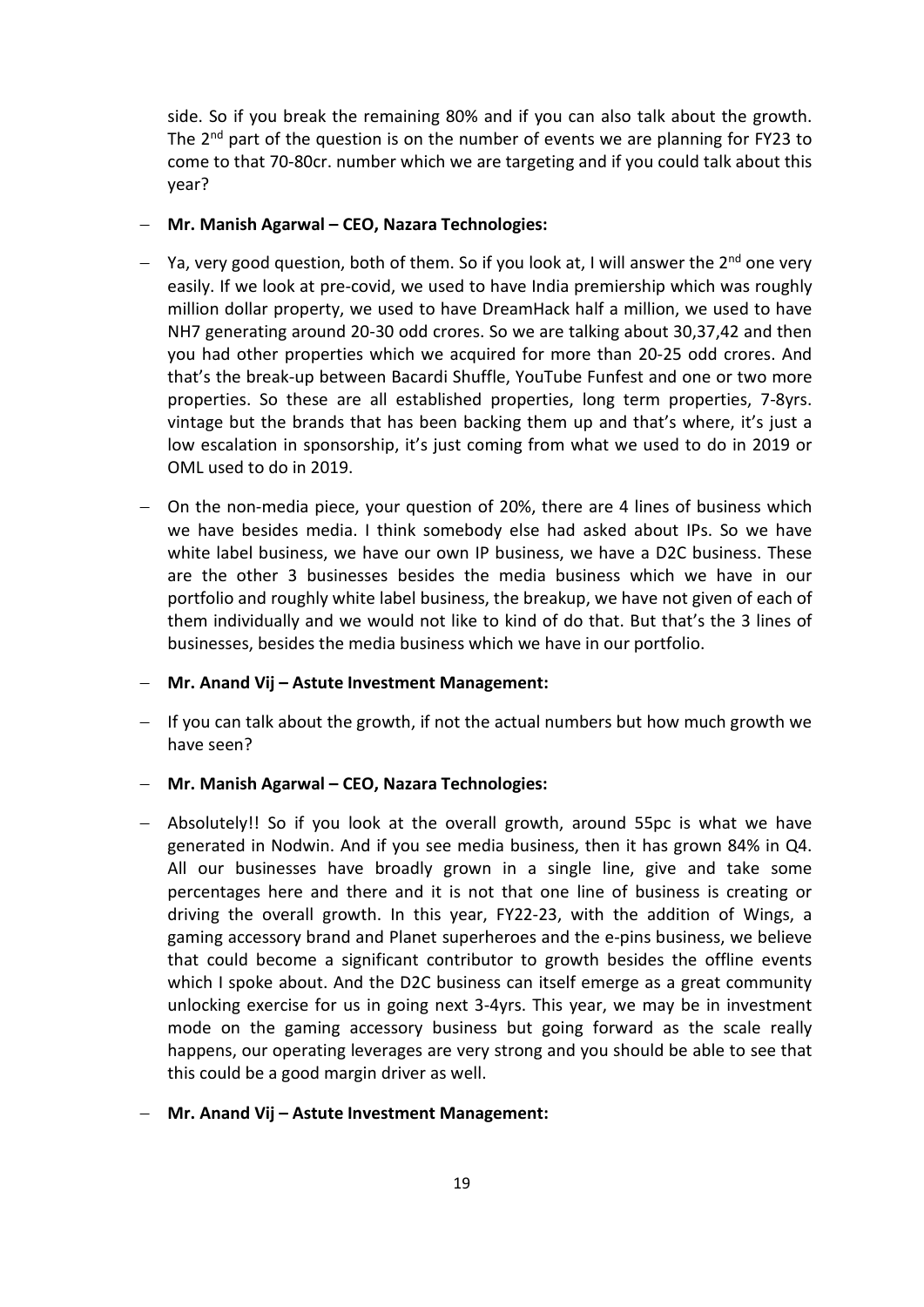side. So if you break the remaining 80% and if you can also talk about the growth. The 2nd part of the question is on the number of events we are planning for FY23 to come to that 70-80cr. number which we are targeting and if you could talk about this year?

- **Mr. Manish Agarwal – CEO, Nazara Technologies:**

- Ya, very good question, both of them. So if you look at, I will answer the 2nd one very easily. If we look at pre-covid, we used to have India premiership which was roughly million dollar property, we used to have DreamHack half a million, we used to have NH7 generating around 20-30 odd crores. So we are talking about 30,37,42 and then you had other properties which we acquired for more than 20-25 odd crores. And that's the break-up between Bacardi Shuffle, YouTube Funfest and one or two more properties. So these are all established properties, long term properties, 7-8yrs. vintage but the brands that has been backing them up and that's where, it's just a low escalation in sponsorship, it's just coming from what we used to do in 2019 or OML used to do in 2019.

- On the non-media piece, your question of 20%, there are 4 lines of business which we have besides media. I think somebody else had asked about IPs. So we have white label business, we have our own IP business, we have a D2C business. These are the other 3 businesses besides the media business which we have in our portfolio and roughly white label business, the breakup, we have not given of each of them individually and we would not like to kind of do that. But that's the 3 lines of businesses, besides the media business which we have in our portfolio.

- **Mr. Anand Vij – Astute Investment Management:**

- If you can talk about the growth, if not the actual numbers but how much growth we have seen?

- **Mr. Manish Agarwal – CEO, Nazara Technologies:**

- Absolutely!! So if you look at the overall growth, around 55pc is what we have generated in Nodwin. And if you see media business, then it has grown 84% in Q4. All our businesses have broadly grown in a single line, give and take some percentages here and there and it is not that one line of business is creating or driving the overall growth. In this year, FY22-23, with the addition of Wings, a gaming accessory brand and Planet superheroes and the e-pins business, we believe that could become a significant contributor to growth besides the offline events which I spoke about. And the D2C business can itself emerge as a great community unlocking exercise for us in going next 3-4yrs. This year, we may be in investment mode on the gaming accessory business but going forward as the scale really happens, our operating leverages are very strong and you should be able to see that this could be a good margin driver as well.

- **Mr. Anand Vij – Astute Investment Management:**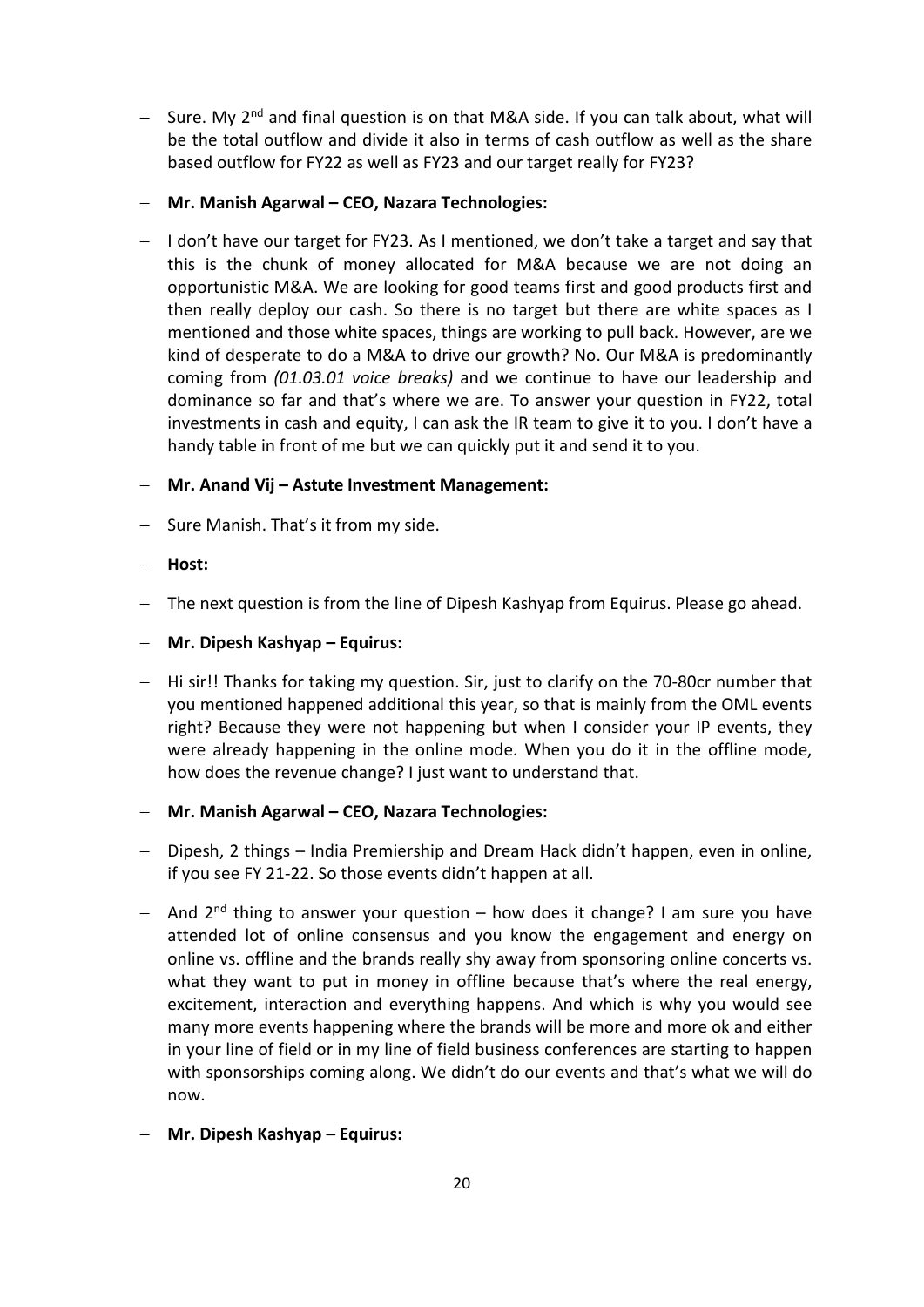- Sure. My 2nd and final question is on that M&A side. If you can talk about, what will be the total outflow and divide it also in terms of cash outflow as well as the share based outflow for FY22 as well as FY23 and our target really for FY23?

- **Mr. Manish Agarwal – CEO, Nazara Technologies:**

- I don't have our target for FY23. As I mentioned, we don't take a target and say that this is the chunk of money allocated for M&A because we are not doing an opportunistic M&A. We are looking for good teams first and good products first and then really deploy our cash. So there is no target but there are white spaces as I mentioned and those white spaces, things are working to pull back. However, are we kind of desperate to do a M&A to drive our growth? No. Our M&A is predominantly coming from *(01.03.01 voice breaks)* and we continue to have our leadership and dominance so far and that's where we are. To answer your question in FY22, total investments in cash and equity, I can ask the IR team to give it to you. I don't have a handy table in front of me but we can quickly put it and send it to you.

- **Mr. Anand Vij – Astute Investment Management:**

- Sure Manish. That's it from my side.

- **Host:**

- The next question is from the line of Dipesh Kashyap from Equirus. Please go ahead.

- **Mr. Dipesh Kashyap – Equirus:**

- Hi sir!! Thanks for taking my question. Sir, just to clarify on the 70-80cr number that you mentioned happened additional this year, so that is mainly from the OML events right? Because they were not happening but when I consider your IP events, they were already happening in the online mode. When you do it in the offline mode, how does the revenue change? I just want to understand that.

- **Mr. Manish Agarwal – CEO, Nazara Technologies:**

- Dipesh, 2 things – India Premiership and Dream Hack didn't happen, even in online, if you see FY 21-22. So those events didn't happen at all.

- And 2nd thing to answer your question – how does it change? I am sure you have attended lot of online consensus and you know the engagement and energy on online vs. offline and the brands really shy away from sponsoring online concerts vs. what they want to put in money in offline because that's where the real energy, excitement, interaction and everything happens. And which is why you would see many more events happening where the brands will be more and more ok and either in your line of field or in my line of field business conferences are starting to happen with sponsorships coming along. We didn't do our events and that's what we will do now.

- **Mr. Dipesh Kashyap – Equirus:**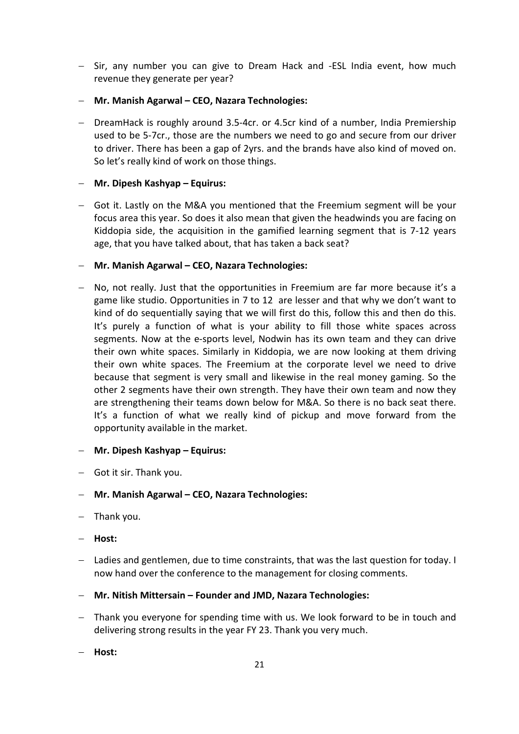- Sir, any number you can give to Dream Hack and -ESL India event, how much revenue they generate per year?

- **Mr. Manish Agarwal – CEO, Nazara Technologies:**

- DreamHack is roughly around 3.5-4cr. or 4.5cr kind of a number, India Premiership used to be 5-7cr., those are the numbers we need to go and secure from our driver to driver. There has been a gap of 2yrs. and the brands have also kind of moved on. So let's really kind of work on those things.

- **Mr. Dipesh Kashyap – Equirus:**

- Got it. Lastly on the M&A you mentioned that the Freemium segment will be your focus area this year. So does it also mean that given the headwinds you are facing on Kiddopia side, the acquisition in the gamified learning segment that is 7-12 years age, that you have talked about, that has taken a back seat?

- **Mr. Manish Agarwal – CEO, Nazara Technologies:**

- No, not really. Just that the opportunities in Freemium are far more because it's a game like studio. Opportunities in 7 to 12 are lesser and that why we don't want to kind of do sequentially saying that we will first do this, follow this and then do this. It's purely a function of what is your ability to fill those white spaces across segments. Now at the e-sports level, Nodwin has its own team and they can drive their own white spaces. Similarly in Kiddopia, we are now looking at them driving their own white spaces. The Freemium at the corporate level we need to drive because that segment is very small and likewise in the real money gaming. So the other 2 segments have their own strength. They have their own team and now they are strengthening their teams down below for M&A. So there is no back seat there. It's a function of what we really kind of pickup and move forward from the opportunity available in the market.

- **Mr. Dipesh Kashyap – Equirus:**

- Got it sir. Thank you.

- **Mr. Manish Agarwal – CEO, Nazara Technologies:**

- Thank you.

- **Host:**

- Ladies and gentlemen, due to time constraints, that was the last question for today. I now hand over the conference to the management for closing comments.

- **Mr. Nitish Mittersain – Founder and JMD, Nazara Technologies:**

- Thank you everyone for spending time with us. We look forward to be in touch and delivering strong results in the year FY 23. Thank you very much.

- **Host:**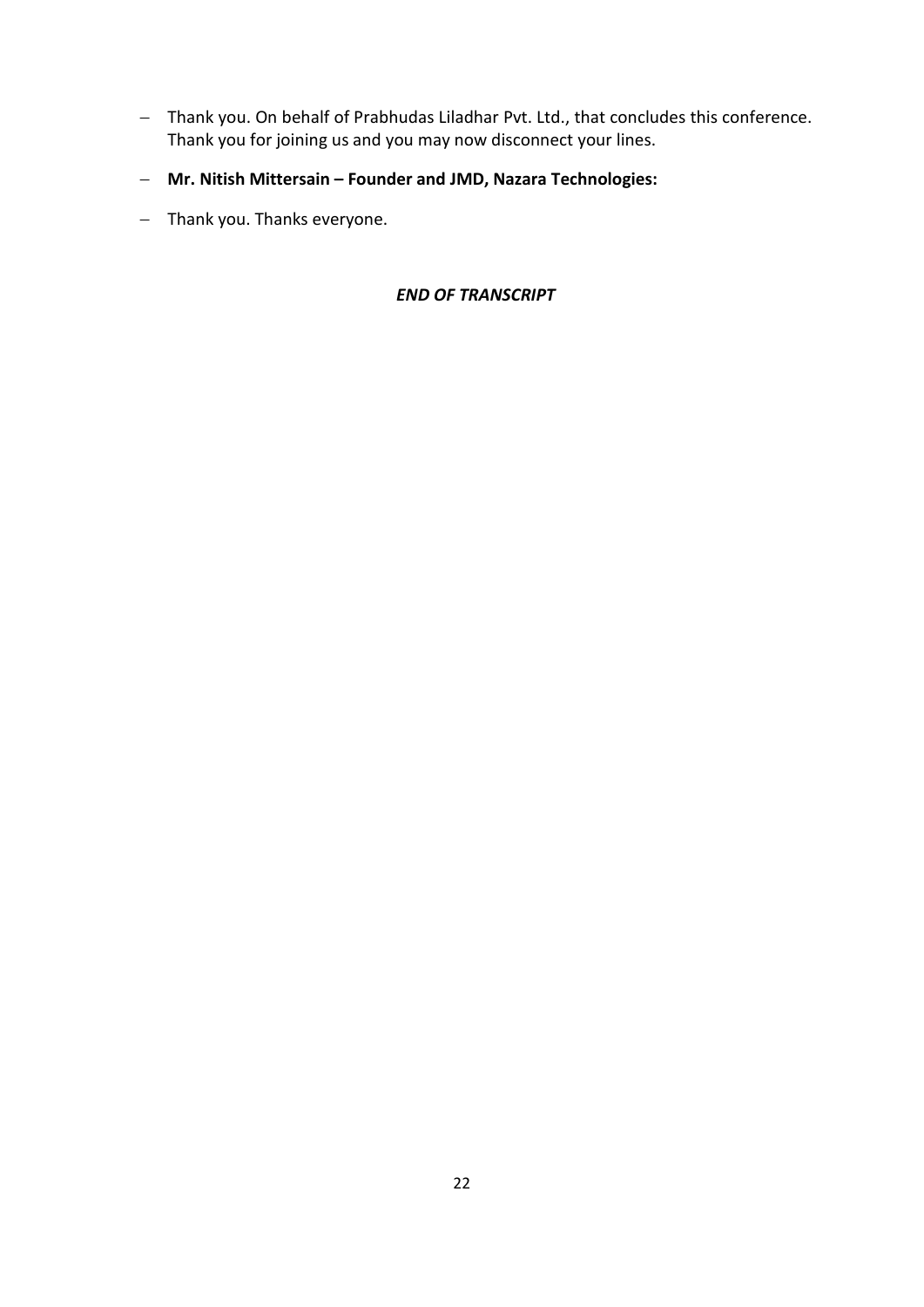- Thank you. On behalf of Prabhudas Liladhar Pvt. Ltd., that concludes this conference. Thank you for joining us and you may now disconnect your lines.
- **Mr. Nitish Mittersain – Founder and JMD, Nazara Technologies:**
- Thank you. Thanks everyone.

***END OF TRANSCRIPT***